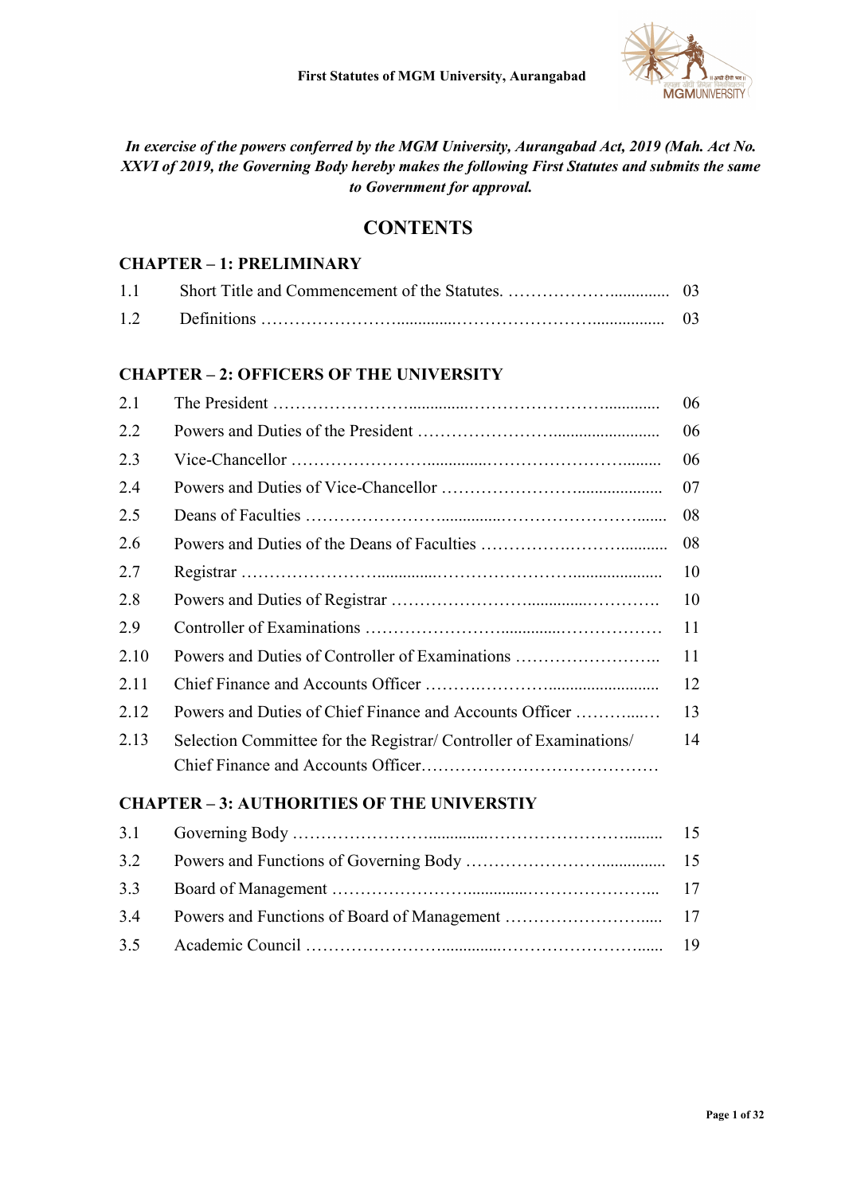*In exercise of the powers conferred by the MGM University, Aurangabad Act, 2019 (Mah. Act No. XXVI of 2019, the Governing Body hereby makes the following First Statutes and submits the same to Government for approval.*

# CONTENTS

## CHAPTER – 1: PRELIMINARY

| | | |
|---|---|---|
| 1.1 | Short Title and Commencement of the Statutes. | 03 |
| 1.2 | Definitions | 03 |

## CHAPTER – 2: OFFICERS OF THE UNIVERSITY

| | | |
|---|---|---|
| 2.1 | The President | 06 |
| 2.2 | Powers and Duties of the President | 06 |
| 2.3 | Vice-Chancellor | 06 |
| 2.4 | Powers and Duties of Vice-Chancellor | 07 |
| 2.5 | Deans of Faculties | 08 |
| 2.6 | Powers and Duties of the Deans of Faculties | 08 |
| 2.7 | Registrar | 10 |
| 2.8 | Powers and Duties of Registrar | 10 |
| 2.9 | Controller of Examinations | 11 |
| 2.10 | Powers and Duties of Controller of Examinations | 11 |
| 2.11 | Chief Finance and Accounts Officer | 12 |
| 2.12 | Powers and Duties of Chief Finance and Accounts Officer | 13 |
| 2.13 | Selection Committee for the Registrar/ Controller of Examinations/ Chief Finance and Accounts Officer | 14 |

## CHAPTER – 3: AUTHORITIES OF THE UNIVERSTIY

| | | |
|---|---|---|
| 3.1 | Governing Body | 15 |
| 3.2 | Powers and Functions of Governing Body | 15 |
| 3.3 | Board of Management | 17 |
| 3.4 | Powers and Functions of Board of Management | 17 |
| 3.5 | Academic Council | 19 |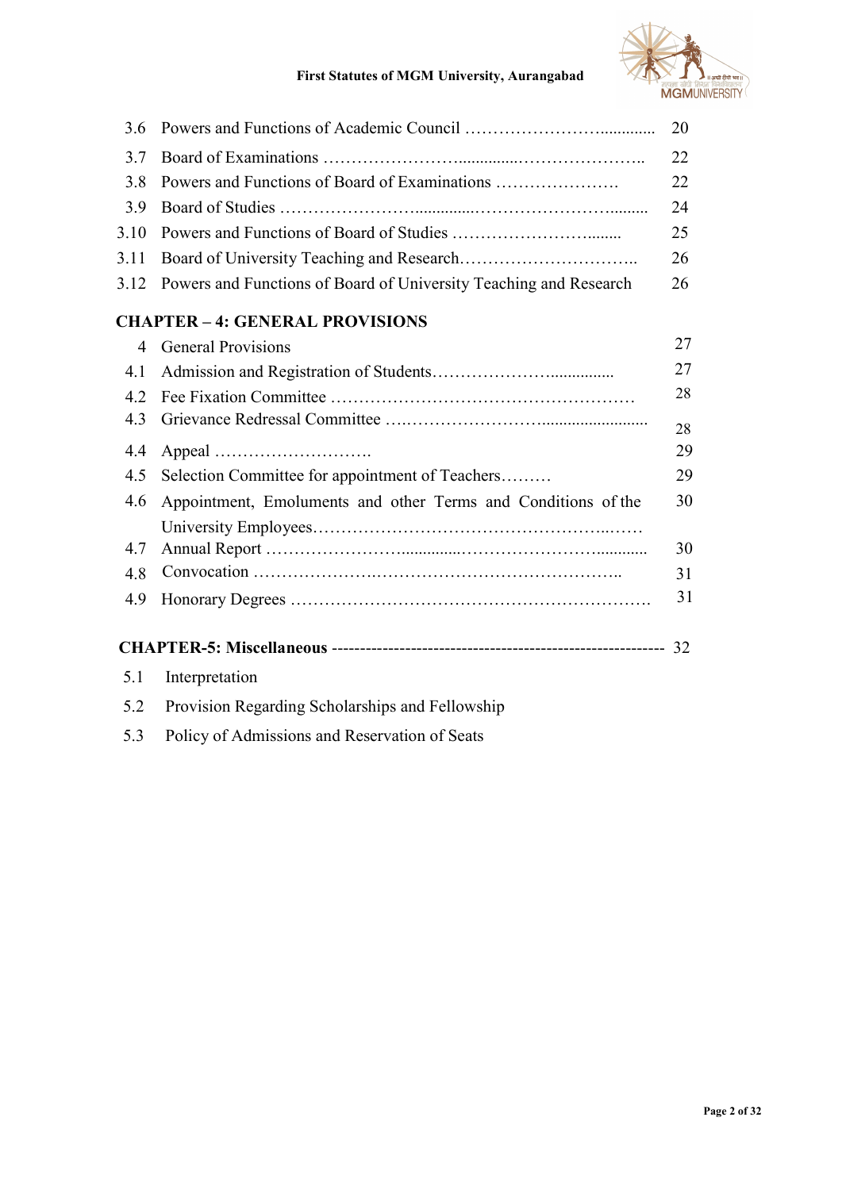| | | |
|---|---|---|
| 3.6 | Powers and Functions of Academic Council ………………………............. | 20 |
| 3.7 | Board of Examinations …………………….............………………….. | 22 |
| 3.8 | Powers and Functions of Board of Examinations …………………. | 22 |
| 3.9 | Board of Studies …………………….............……………………......... | 24 |
| 3.10 | Powers and Functions of Board of Studies ……………………........ | 25 |
| 3.11 | Board of University Teaching and Research………………………….. | 26 |
| 3.12 | Powers and Functions of Board of University Teaching and Research | 26 |

**CHAPTER – 4: GENERAL PROVISIONS**

| | | |
|---|---|---|
| 4 | General Provisions | 27 |
| 4.1 | Admission and Registration of Students………………….............. | 27 |
| 4.2 | Fee Fixation Committee ……………………………………………… | 28 |
| 4.3 | Grievance Redressal Committee ….…………………….......................... | 28 |
| 4.4 | Appeal ………………………. | 29 |
| 4.5 | Selection Committee for appointment of Teachers……… | 29 |
| 4.6 | Appointment, Emoluments and other Terms and Conditions of the University Employees…………………………………………...…… | 30 |
| 4.7 | Annual Report …………………….............………………….............. | 30 |
| 4.8 | Convocation ……………….……………………………………….. | 31 |
| 4.9 | Honorary Degrees ……………………………………………………. | 31 |

**CHAPTER-5: Miscellaneous** ---------------------------------------------------------- 32

| | |
|---|---|
| 5.1 | Interpretation |
| 5.2 | Provision Regarding Scholarships and Fellowship |
| 5.3 | Policy of Admissions and Reservation of Seats |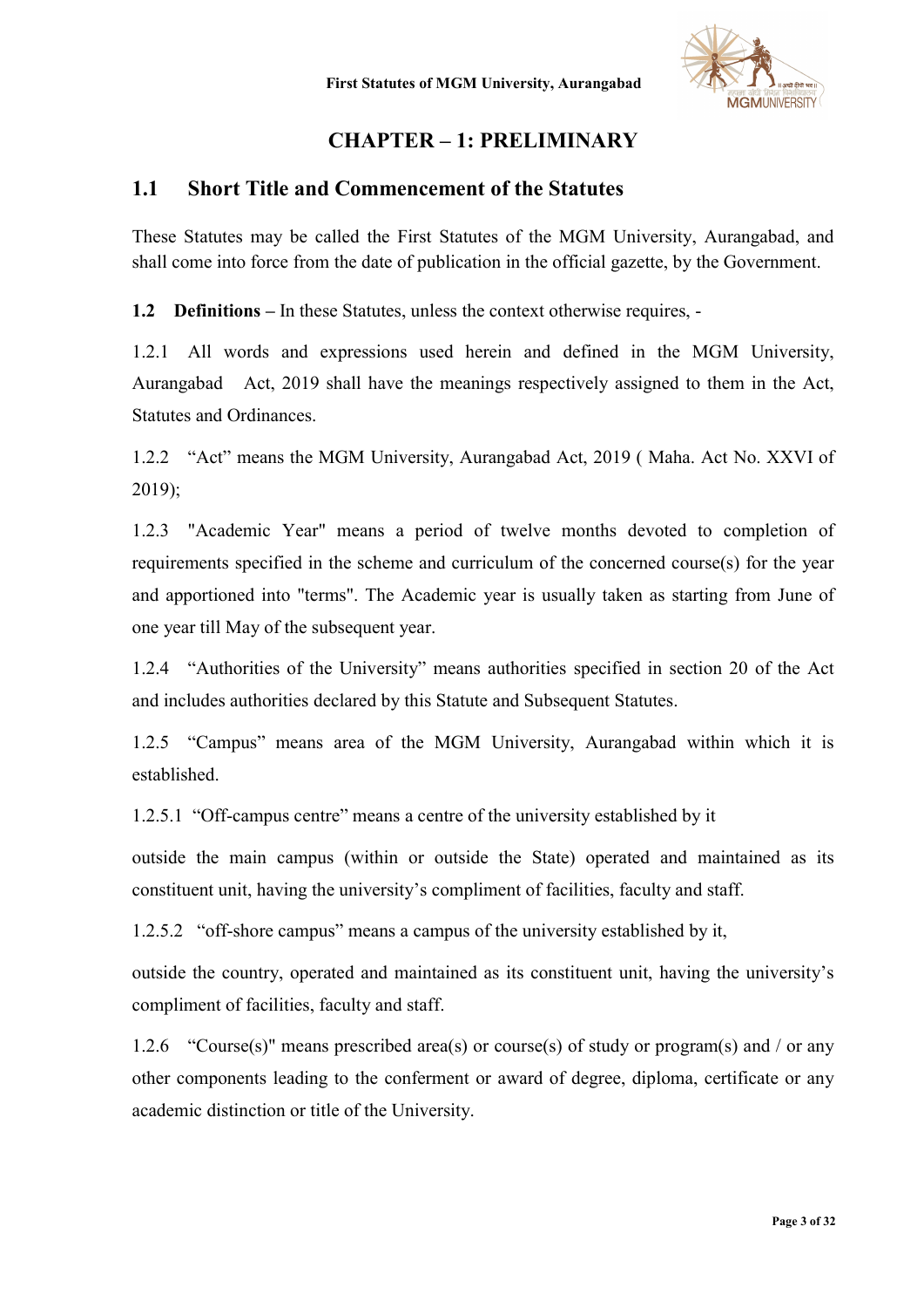# CHAPTER – 1: PRELIMINARY

## 1.1 Short Title and Commencement of the Statutes

These Statutes may be called the First Statutes of the MGM University, Aurangabad, and shall come into force from the date of publication in the official gazette, by the Government.

**1.2 Definitions –** In these Statutes, unless the context otherwise requires, -

1.2.1 All words and expressions used herein and defined in the MGM University, Aurangabad Act, 2019 shall have the meanings respectively assigned to them in the Act, Statutes and Ordinances.

1.2.2 "Act" means the MGM University, Aurangabad Act, 2019 ( Maha. Act No. XXVI of 2019);

1.2.3 "Academic Year" means a period of twelve months devoted to completion of requirements specified in the scheme and curriculum of the concerned course(s) for the year and apportioned into "terms". The Academic year is usually taken as starting from June of one year till May of the subsequent year.

1.2.4 "Authorities of the University" means authorities specified in section 20 of the Act and includes authorities declared by this Statute and Subsequent Statutes.

1.2.5 "Campus" means area of the MGM University, Aurangabad within which it is established.

1.2.5.1 "Off-campus centre" means a centre of the university established by it outside the main campus (within or outside the State) operated and maintained as its constituent unit, having the university's compliment of facilities, faculty and staff.

1.2.5.2 "off-shore campus" means a campus of the university established by it, outside the country, operated and maintained as its constituent unit, having the university's compliment of facilities, faculty and staff.

1.2.6 "Course(s)" means prescribed area(s) or course(s) of study or program(s) and / or any other components leading to the conferment or award of degree, diploma, certificate or any academic distinction or title of the University.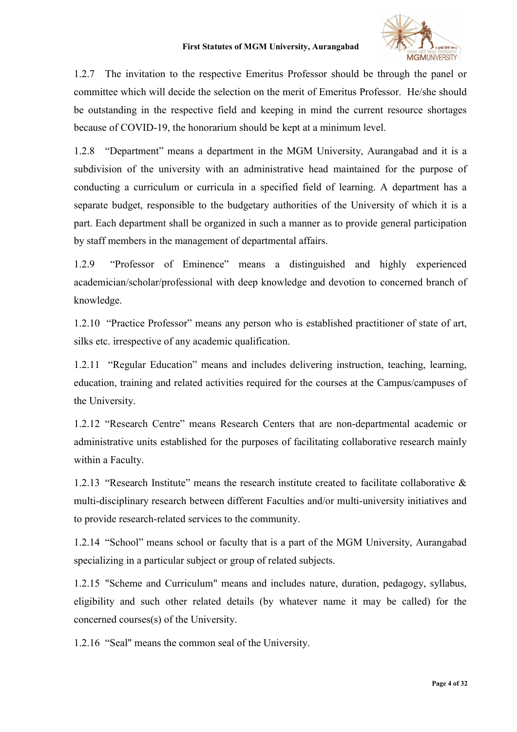1.2.7 The invitation to the respective Emeritus Professor should be through the panel or committee which will decide the selection on the merit of Emeritus Professor. He/she should be outstanding in the respective field and keeping in mind the current resource shortages because of COVID-19, the honorarium should be kept at a minimum level.

1.2.8 "Department" means a department in the MGM University, Aurangabad and it is a subdivision of the university with an administrative head maintained for the purpose of conducting a curriculum or curricula in a specified field of learning. A department has a separate budget, responsible to the budgetary authorities of the University of which it is a part. Each department shall be organized in such a manner as to provide general participation by staff members in the management of departmental affairs.

1.2.9 "Professor of Eminence" means a distinguished and highly experienced academician/scholar/professional with deep knowledge and devotion to concerned branch of knowledge.

1.2.10 "Practice Professor" means any person who is established practitioner of state of art, silks etc. irrespective of any academic qualification.

1.2.11 "Regular Education" means and includes delivering instruction, teaching, learning, education, training and related activities required for the courses at the Campus/campuses of the University.

1.2.12 "Research Centre" means Research Centers that are non-departmental academic or administrative units established for the purposes of facilitating collaborative research mainly within a Faculty.

1.2.13 "Research Institute" means the research institute created to facilitate collaborative & multi-disciplinary research between different Faculties and/or multi-university initiatives and to provide research-related services to the community.

1.2.14 "School" means school or faculty that is a part of the MGM University, Aurangabad specializing in a particular subject or group of related subjects.

1.2.15 "Scheme and Curriculum" means and includes nature, duration, pedagogy, syllabus, eligibility and such other related details (by whatever name it may be called) for the concerned courses(s) of the University.

1.2.16 "Seal" means the common seal of the University.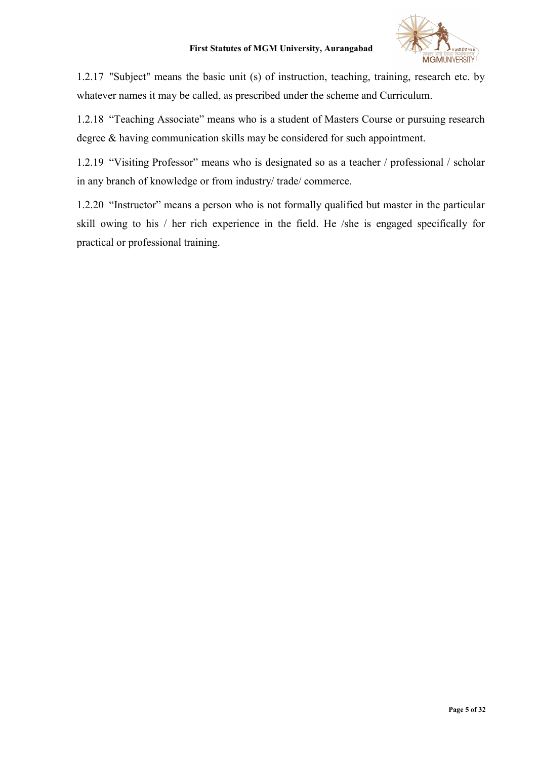1.2.17 "Subject" means the basic unit (s) of instruction, teaching, training, research etc. by whatever names it may be called, as prescribed under the scheme and Curriculum.

1.2.18 "Teaching Associate" means who is a student of Masters Course or pursuing research degree & having communication skills may be considered for such appointment.

1.2.19 "Visiting Professor" means who is designated so as a teacher / professional / scholar in any branch of knowledge or from industry/ trade/ commerce.

1.2.20 "Instructor" means a person who is not formally qualified but master in the particular skill owing to his / her rich experience in the field. He /she is engaged specifically for practical or professional training.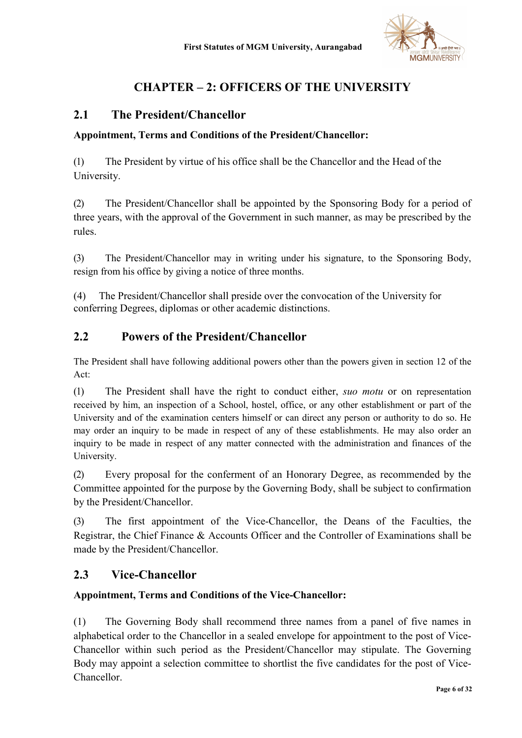# CHAPTER – 2: OFFICERS OF THE UNIVERSITY

## 2.1 The President/Chancellor

**Appointment, Terms and Conditions of the President/Chancellor:**

(1) The President by virtue of his office shall be the Chancellor and the Head of the University.

(2) The President/Chancellor shall be appointed by the Sponsoring Body for a period of three years, with the approval of the Government in such manner, as may be prescribed by the rules.

(3) The President/Chancellor may in writing under his signature, to the Sponsoring Body, resign from his office by giving a notice of three months.

(4) The President/Chancellor shall preside over the convocation of the University for conferring Degrees, diplomas or other academic distinctions.

## 2.2 Powers of the President/Chancellor

The President shall have following additional powers other than the powers given in section 12 of the Act:

(1) The President shall have the right to conduct either, *suo motu* or on representation received by him, an inspection of a School, hostel, office, or any other establishment or part of the University and of the examination centers himself or can direct any person or authority to do so. He may order an inquiry to be made in respect of any of these establishments. He may also order an inquiry to be made in respect of any matter connected with the administration and finances of the University.

(2) Every proposal for the conferment of an Honorary Degree, as recommended by the Committee appointed for the purpose by the Governing Body, shall be subject to confirmation by the President/Chancellor.

(3) The first appointment of the Vice-Chancellor, the Deans of the Faculties, the Registrar, the Chief Finance & Accounts Officer and the Controller of Examinations shall be made by the President/Chancellor.

## 2.3 Vice-Chancellor

**Appointment, Terms and Conditions of the Vice-Chancellor:**

(1) The Governing Body shall recommend three names from a panel of five names in alphabetical order to the Chancellor in a sealed envelope for appointment to the post of Vice-Chancellor within such period as the President/Chancellor may stipulate. The Governing Body may appoint a selection committee to shortlist the five candidates for the post of Vice-Chancellor.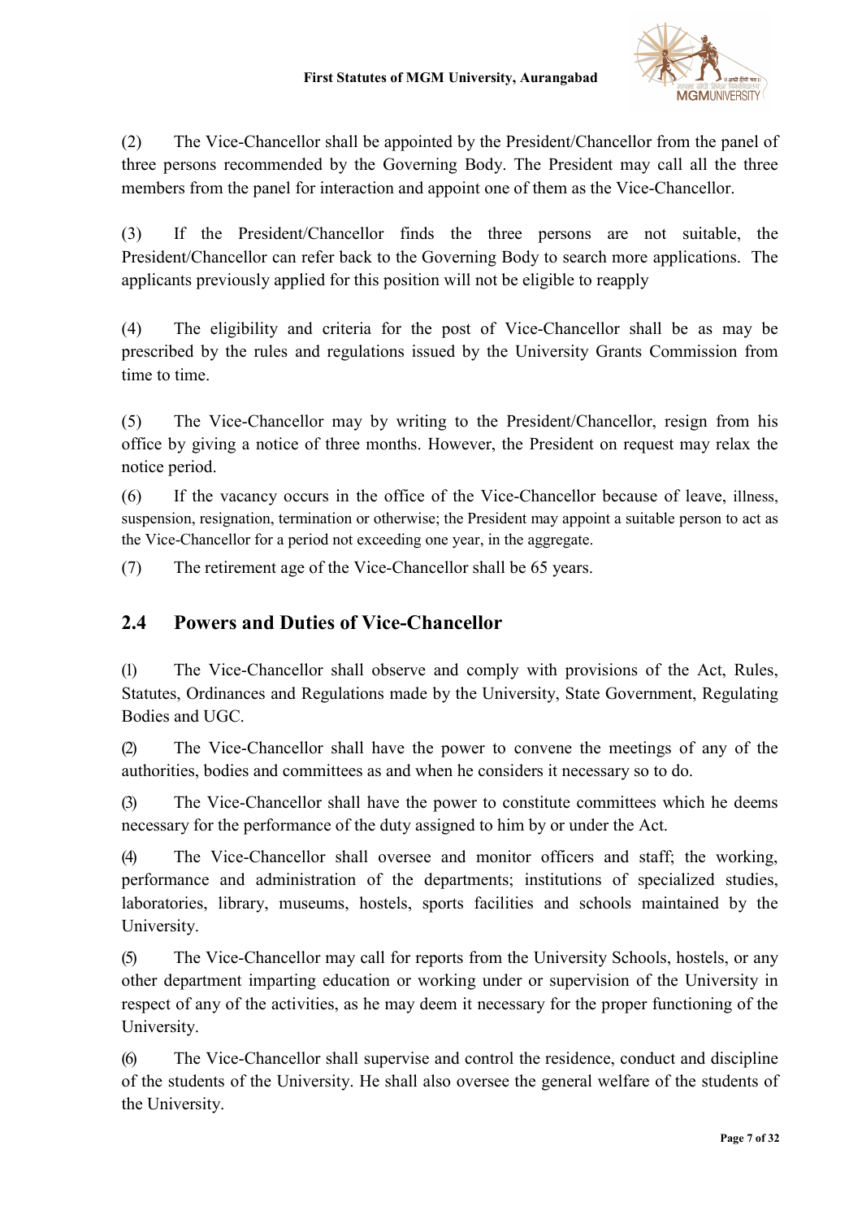(2) The Vice-Chancellor shall be appointed by the President/Chancellor from the panel of three persons recommended by the Governing Body. The President may call all the three members from the panel for interaction and appoint one of them as the Vice-Chancellor.

(3) If the President/Chancellor finds the three persons are not suitable, the President/Chancellor can refer back to the Governing Body to search more applications. The applicants previously applied for this position will not be eligible to reapply

(4) The eligibility and criteria for the post of Vice-Chancellor shall be as may be prescribed by the rules and regulations issued by the University Grants Commission from time to time.

(5) The Vice-Chancellor may by writing to the President/Chancellor, resign from his office by giving a notice of three months. However, the President on request may relax the notice period.

(6) If the vacancy occurs in the office of the Vice-Chancellor because of leave, illness, suspension, resignation, termination or otherwise; the President may appoint a suitable person to act as the Vice-Chancellor for a period not exceeding one year, in the aggregate.

(7) The retirement age of the Vice-Chancellor shall be 65 years.

## 2.4 Powers and Duties of Vice-Chancellor

(1) The Vice-Chancellor shall observe and comply with provisions of the Act, Rules, Statutes, Ordinances and Regulations made by the University, State Government, Regulating Bodies and UGC.

(2) The Vice-Chancellor shall have the power to convene the meetings of any of the authorities, bodies and committees as and when he considers it necessary so to do.

(3) The Vice-Chancellor shall have the power to constitute committees which he deems necessary for the performance of the duty assigned to him by or under the Act.

(4) The Vice-Chancellor shall oversee and monitor officers and staff; the working, performance and administration of the departments; institutions of specialized studies, laboratories, library, museums, hostels, sports facilities and schools maintained by the University.

(5) The Vice-Chancellor may call for reports from the University Schools, hostels, or any other department imparting education or working under or supervision of the University in respect of any of the activities, as he may deem it necessary for the proper functioning of the University.

(6) The Vice-Chancellor shall supervise and control the residence, conduct and discipline of the students of the University. He shall also oversee the general welfare of the students of the University.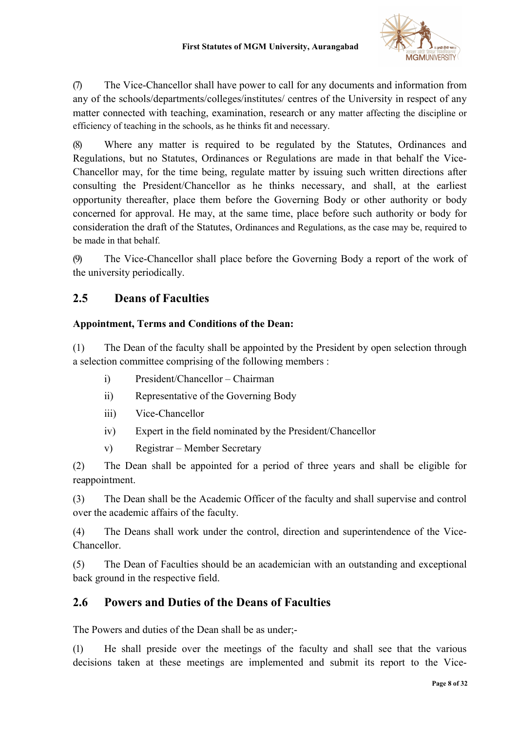(7) The Vice-Chancellor shall have power to call for any documents and information from any of the schools/departments/colleges/institutes/ centres of the University in respect of any matter connected with teaching, examination, research or any matter affecting the discipline or efficiency of teaching in the schools, as he thinks fit and necessary.

(8) Where any matter is required to be regulated by the Statutes, Ordinances and Regulations, but no Statutes, Ordinances or Regulations are made in that behalf the Vice-Chancellor may, for the time being, regulate matter by issuing such written directions after consulting the President/Chancellor as he thinks necessary, and shall, at the earliest opportunity thereafter, place them before the Governing Body or other authority or body concerned for approval. He may, at the same time, place before such authority or body for consideration the draft of the Statutes, Ordinances and Regulations, as the case may be, required to be made in that behalf.

(9) The Vice-Chancellor shall place before the Governing Body a report of the work of the university periodically.

## 2.5 Deans of Faculties

**Appointment, Terms and Conditions of the Dean:**

(1) The Dean of the faculty shall be appointed by the President by open selection through a selection committee comprising of the following members :

- i) President/Chancellor – Chairman
- ii) Representative of the Governing Body
- iii) Vice-Chancellor
- iv) Expert in the field nominated by the President/Chancellor
- v) Registrar – Member Secretary

(2) The Dean shall be appointed for a period of three years and shall be eligible for reappointment.

(3) The Dean shall be the Academic Officer of the faculty and shall supervise and control over the academic affairs of the faculty.

(4) The Deans shall work under the control, direction and superintendence of the Vice-Chancellor.

(5) The Dean of Faculties should be an academician with an outstanding and exceptional back ground in the respective field.

## 2.6 Powers and Duties of the Deans of Faculties

The Powers and duties of the Dean shall be as under;-

(1) He shall preside over the meetings of the faculty and shall see that the various decisions taken at these meetings are implemented and submit its report to the Vice-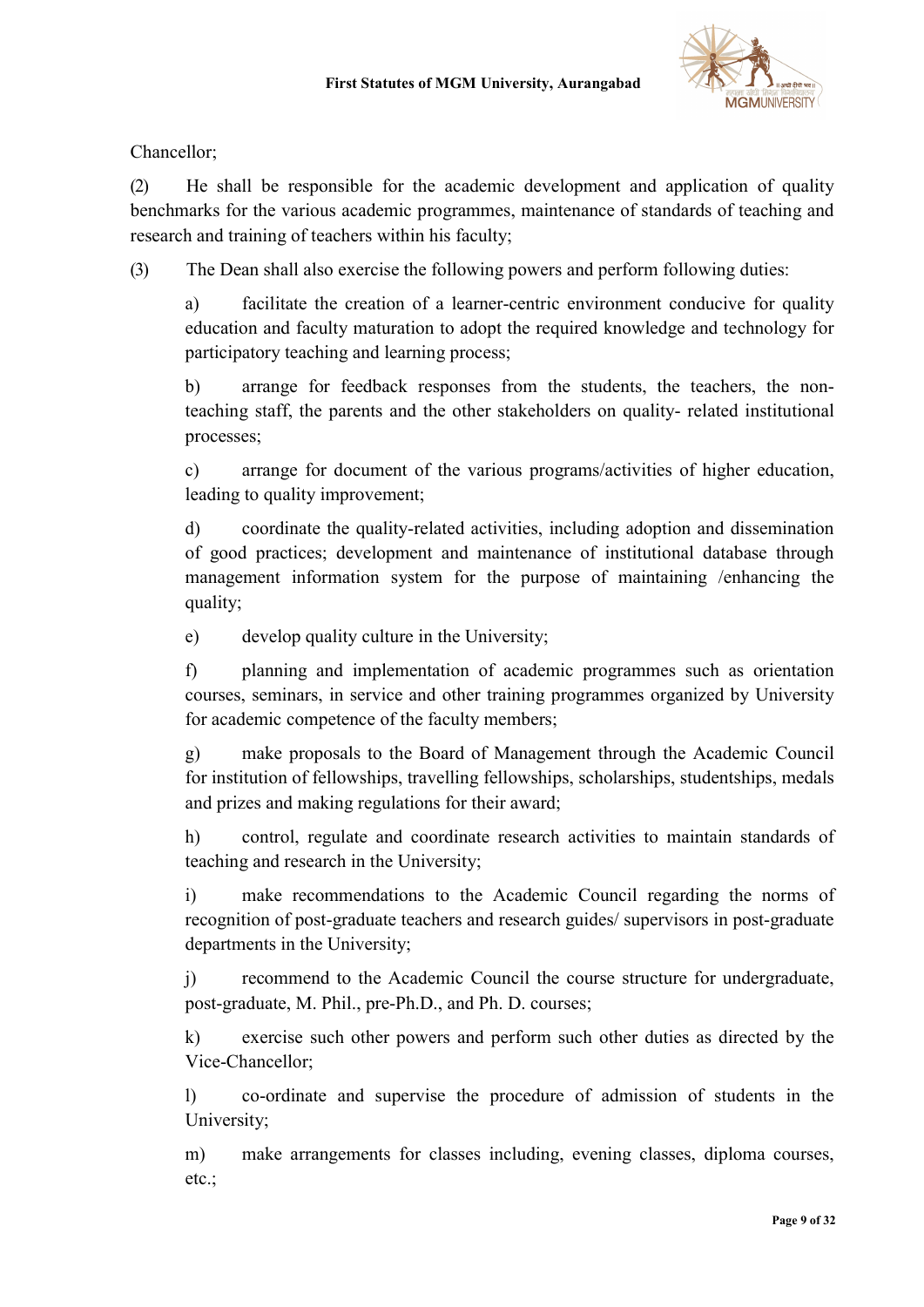Chancellor;

(2) He shall be responsible for the academic development and application of quality benchmarks for the various academic programmes, maintenance of standards of teaching and research and training of teachers within his faculty;

(3) The Dean shall also exercise the following powers and perform following duties:

a) facilitate the creation of a learner-centric environment conducive for quality education and faculty maturation to adopt the required knowledge and technology for participatory teaching and learning process;

b) arrange for feedback responses from the students, the teachers, the non-teaching staff, the parents and the other stakeholders on quality- related institutional processes;

c) arrange for document of the various programs/activities of higher education, leading to quality improvement;

d) coordinate the quality-related activities, including adoption and dissemination of good practices; development and maintenance of institutional database through management information system for the purpose of maintaining /enhancing the quality;

e) develop quality culture in the University;

f) planning and implementation of academic programmes such as orientation courses, seminars, in service and other training programmes organized by University for academic competence of the faculty members;

g) make proposals to the Board of Management through the Academic Council for institution of fellowships, travelling fellowships, scholarships, studentships, medals and prizes and making regulations for their award;

h) control, regulate and coordinate research activities to maintain standards of teaching and research in the University;

i) make recommendations to the Academic Council regarding the norms of recognition of post-graduate teachers and research guides/ supervisors in post-graduate departments in the University;

j) recommend to the Academic Council the course structure for undergraduate, post-graduate, M. Phil., pre-Ph.D., and Ph. D. courses;

k) exercise such other powers and perform such other duties as directed by the Vice-Chancellor;

l) co-ordinate and supervise the procedure of admission of students in the University;

m) make arrangements for classes including, evening classes, diploma courses, etc.;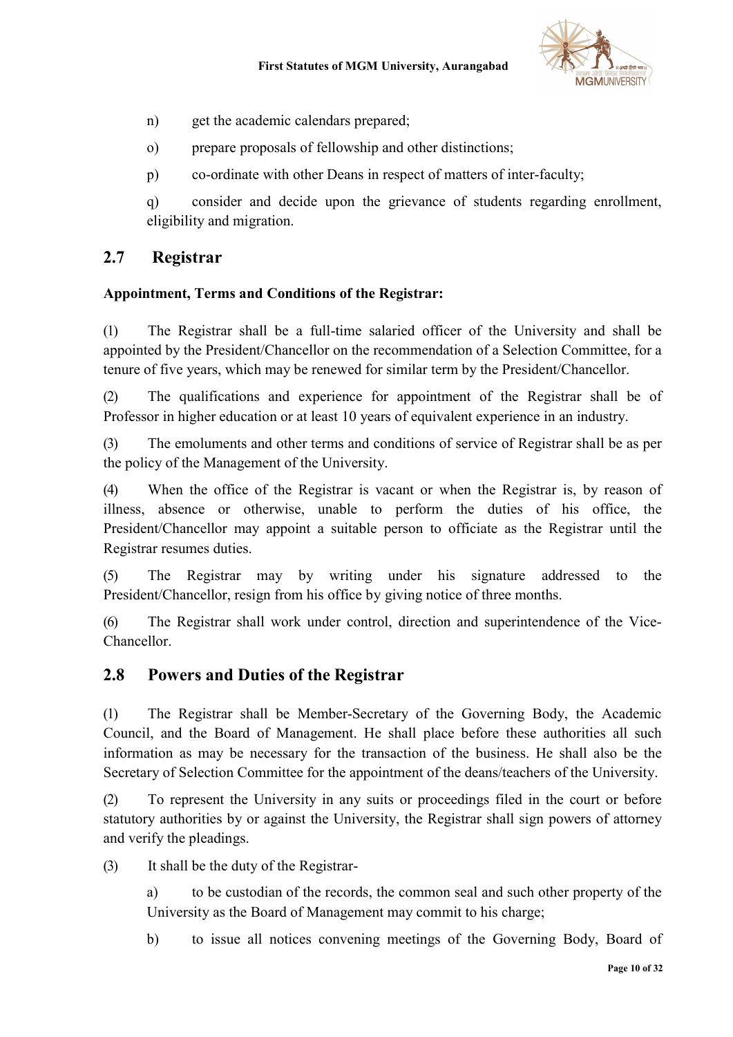n) get the academic calendars prepared;

o) prepare proposals of fellowship and other distinctions;

p) co-ordinate with other Deans in respect of matters of inter-faculty;

q) consider and decide upon the grievance of students regarding enrollment, eligibility and migration.

## 2.7 Registrar

**Appointment, Terms and Conditions of the Registrar:**

(1) The Registrar shall be a full-time salaried officer of the University and shall be appointed by the President/Chancellor on the recommendation of a Selection Committee, for a tenure of five years, which may be renewed for similar term by the President/Chancellor.

(2) The qualifications and experience for appointment of the Registrar shall be of Professor in higher education or at least 10 years of equivalent experience in an industry.

(3) The emoluments and other terms and conditions of service of Registrar shall be as per the policy of the Management of the University.

(4) When the office of the Registrar is vacant or when the Registrar is, by reason of illness, absence or otherwise, unable to perform the duties of his office, the President/Chancellor may appoint a suitable person to officiate as the Registrar until the Registrar resumes duties.

(5) The Registrar may by writing under his signature addressed to the President/Chancellor, resign from his office by giving notice of three months.

(6) The Registrar shall work under control, direction and superintendence of the Vice-Chancellor.

## 2.8 Powers and Duties of the Registrar

(1) The Registrar shall be Member-Secretary of the Governing Body, the Academic Council, and the Board of Management. He shall place before these authorities all such information as may be necessary for the transaction of the business. He shall also be the Secretary of Selection Committee for the appointment of the deans/teachers of the University.

(2) To represent the University in any suits or proceedings filed in the court or before statutory authorities by or against the University, the Registrar shall sign powers of attorney and verify the pleadings.

(3) It shall be the duty of the Registrar-

a) to be custodian of the records, the common seal and such other property of the University as the Board of Management may commit to his charge;

b) to issue all notices convening meetings of the Governing Body, Board of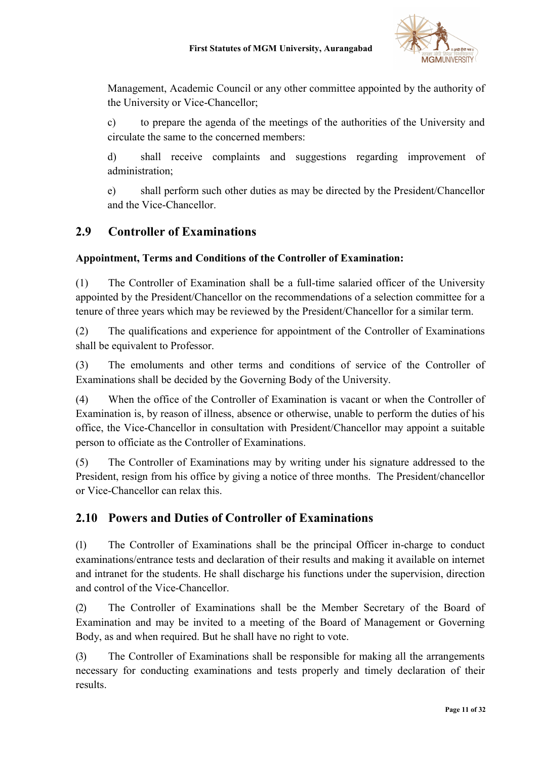Management, Academic Council or any other committee appointed by the authority of the University or Vice-Chancellor;

c) to prepare the agenda of the meetings of the authorities of the University and circulate the same to the concerned members:

d) shall receive complaints and suggestions regarding improvement of administration;

e) shall perform such other duties as may be directed by the President/Chancellor and the Vice-Chancellor.

## 2.9 Controller of Examinations

**Appointment, Terms and Conditions of the Controller of Examination:**

(1) The Controller of Examination shall be a full-time salaried officer of the University appointed by the President/Chancellor on the recommendations of a selection committee for a tenure of three years which may be reviewed by the President/Chancellor for a similar term.

(2) The qualifications and experience for appointment of the Controller of Examinations shall be equivalent to Professor.

(3) The emoluments and other terms and conditions of service of the Controller of Examinations shall be decided by the Governing Body of the University.

(4) When the office of the Controller of Examination is vacant or when the Controller of Examination is, by reason of illness, absence or otherwise, unable to perform the duties of his office, the Vice-Chancellor in consultation with President/Chancellor may appoint a suitable person to officiate as the Controller of Examinations.

(5) The Controller of Examinations may by writing under his signature addressed to the President, resign from his office by giving a notice of three months. The President/chancellor or Vice-Chancellor can relax this.

## 2.10 Powers and Duties of Controller of Examinations

(1) The Controller of Examinations shall be the principal Officer in-charge to conduct examinations/entrance tests and declaration of their results and making it available on internet and intranet for the students. He shall discharge his functions under the supervision, direction and control of the Vice-Chancellor.

(2) The Controller of Examinations shall be the Member Secretary of the Board of Examination and may be invited to a meeting of the Board of Management or Governing Body, as and when required. But he shall have no right to vote.

(3) The Controller of Examinations shall be responsible for making all the arrangements necessary for conducting examinations and tests properly and timely declaration of their results.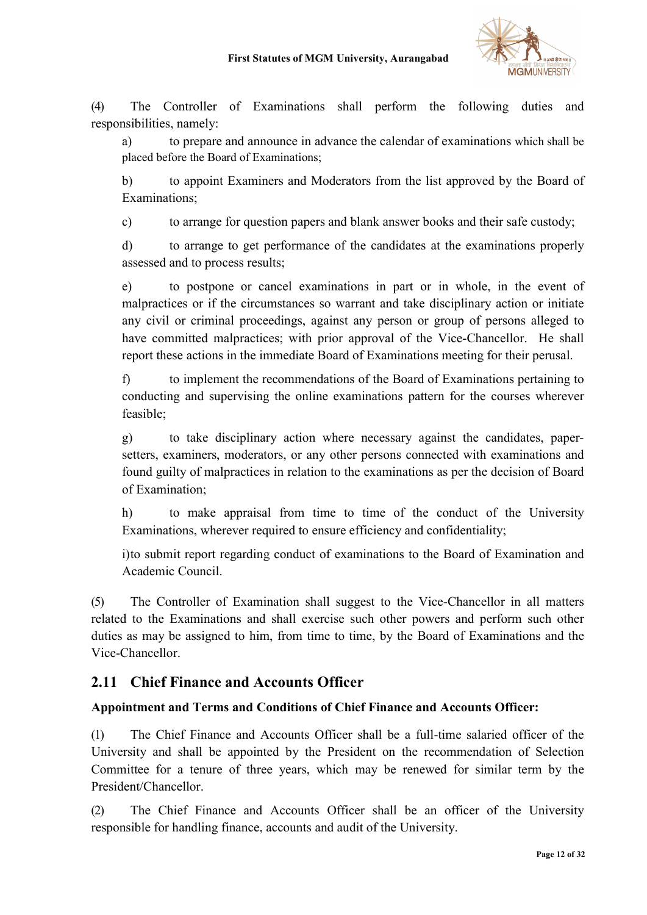(4) The Controller of Examinations shall perform the following duties and responsibilities, namely:

a) to prepare and announce in advance the calendar of examinations which shall be placed before the Board of Examinations;

b) to appoint Examiners and Moderators from the list approved by the Board of Examinations;

c) to arrange for question papers and blank answer books and their safe custody;

d) to arrange to get performance of the candidates at the examinations properly assessed and to process results;

e) to postpone or cancel examinations in part or in whole, in the event of malpractices or if the circumstances so warrant and take disciplinary action or initiate any civil or criminal proceedings, against any person or group of persons alleged to have committed malpractices; with prior approval of the Vice-Chancellor. He shall report these actions in the immediate Board of Examinations meeting for their perusal.

f) to implement the recommendations of the Board of Examinations pertaining to conducting and supervising the online examinations pattern for the courses wherever feasible;

g) to take disciplinary action where necessary against the candidates, paper-setters, examiners, moderators, or any other persons connected with examinations and found guilty of malpractices in relation to the examinations as per the decision of Board of Examination;

h) to make appraisal from time to time of the conduct of the University Examinations, wherever required to ensure efficiency and confidentiality;

i)to submit report regarding conduct of examinations to the Board of Examination and Academic Council.

(5) The Controller of Examination shall suggest to the Vice-Chancellor in all matters related to the Examinations and shall exercise such other powers and perform such other duties as may be assigned to him, from time to time, by the Board of Examinations and the Vice-Chancellor.

## 2.11 Chief Finance and Accounts Officer

**Appointment and Terms and Conditions of Chief Finance and Accounts Officer:**

(1) The Chief Finance and Accounts Officer shall be a full-time salaried officer of the University and shall be appointed by the President on the recommendation of Selection Committee for a tenure of three years, which may be renewed for similar term by the President/Chancellor.

(2) The Chief Finance and Accounts Officer shall be an officer of the University responsible for handling finance, accounts and audit of the University.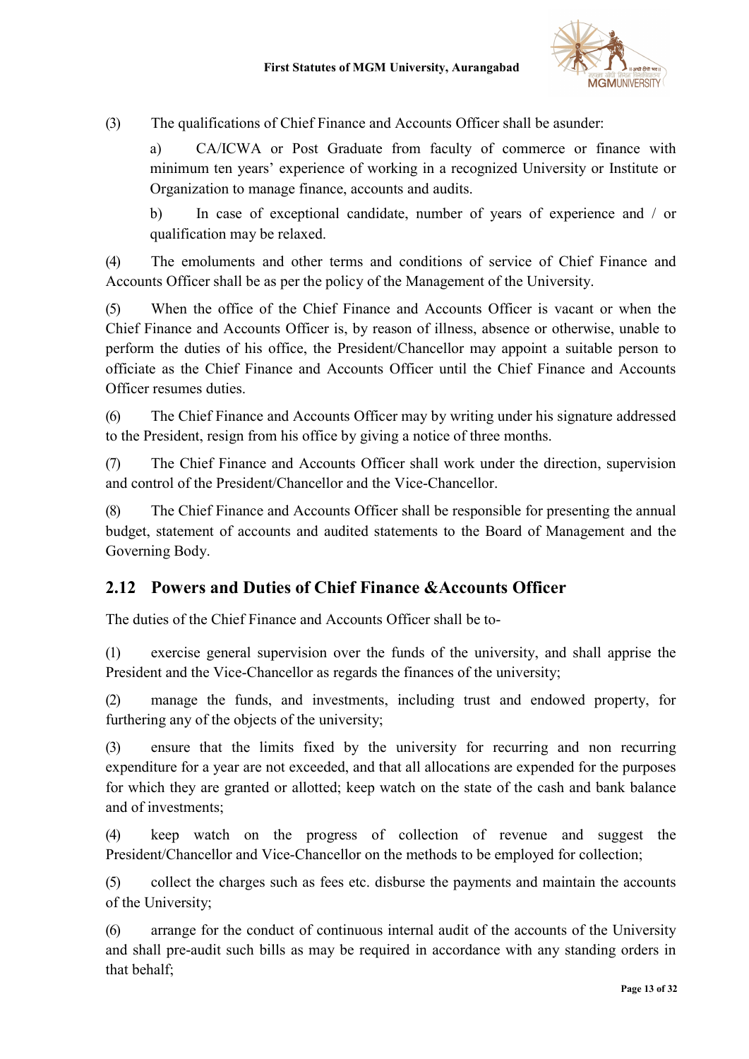(3) The qualifications of Chief Finance and Accounts Officer shall be asunder:

a) CA/ICWA or Post Graduate from faculty of commerce or finance with minimum ten years' experience of working in a recognized University or Institute or Organization to manage finance, accounts and audits.

b) In case of exceptional candidate, number of years of experience and / or qualification may be relaxed.

(4) The emoluments and other terms and conditions of service of Chief Finance and Accounts Officer shall be as per the policy of the Management of the University.

(5) When the office of the Chief Finance and Accounts Officer is vacant or when the Chief Finance and Accounts Officer is, by reason of illness, absence or otherwise, unable to perform the duties of his office, the President/Chancellor may appoint a suitable person to officiate as the Chief Finance and Accounts Officer until the Chief Finance and Accounts Officer resumes duties.

(6) The Chief Finance and Accounts Officer may by writing under his signature addressed to the President, resign from his office by giving a notice of three months.

(7) The Chief Finance and Accounts Officer shall work under the direction, supervision and control of the President/Chancellor and the Vice-Chancellor.

(8) The Chief Finance and Accounts Officer shall be responsible for presenting the annual budget, statement of accounts and audited statements to the Board of Management and the Governing Body.

## 2.12 Powers and Duties of Chief Finance &Accounts Officer

The duties of the Chief Finance and Accounts Officer shall be to-

(1) exercise general supervision over the funds of the university, and shall apprise the President and the Vice-Chancellor as regards the finances of the university;

(2) manage the funds, and investments, including trust and endowed property, for furthering any of the objects of the university;

(3) ensure that the limits fixed by the university for recurring and non recurring expenditure for a year are not exceeded, and that all allocations are expended for the purposes for which they are granted or allotted; keep watch on the state of the cash and bank balance and of investments;

(4) keep watch on the progress of collection of revenue and suggest the President/Chancellor and Vice-Chancellor on the methods to be employed for collection;

(5) collect the charges such as fees etc. disburse the payments and maintain the accounts of the University;

(6) arrange for the conduct of continuous internal audit of the accounts of the University and shall pre-audit such bills as may be required in accordance with any standing orders in that behalf;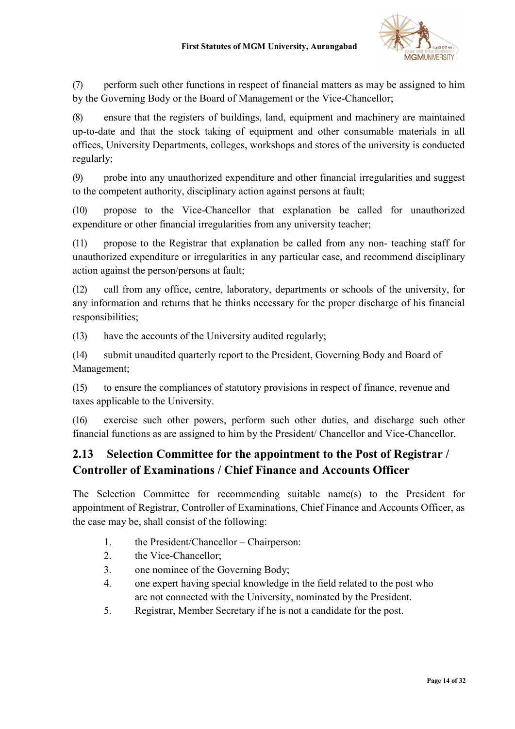(7) perform such other functions in respect of financial matters as may be assigned to him by the Governing Body or the Board of Management or the Vice-Chancellor;

(8) ensure that the registers of buildings, land, equipment and machinery are maintained up-to-date and that the stock taking of equipment and other consumable materials in all offices, University Departments, colleges, workshops and stores of the university is conducted regularly;

(9) probe into any unauthorized expenditure and other financial irregularities and suggest to the competent authority, disciplinary action against persons at fault;

(10) propose to the Vice-Chancellor that explanation be called for unauthorized expenditure or other financial irregularities from any university teacher;

(11) propose to the Registrar that explanation be called from any non- teaching staff for unauthorized expenditure or irregularities in any particular case, and recommend disciplinary action against the person/persons at fault;

(12) call from any office, centre, laboratory, departments or schools of the university, for any information and returns that he thinks necessary for the proper discharge of his financial responsibilities;

(13) have the accounts of the University audited regularly;

(14) submit unaudited quarterly report to the President, Governing Body and Board of Management;

(15) to ensure the compliances of statutory provisions in respect of finance, revenue and taxes applicable to the University.

(16) exercise such other powers, perform such other duties, and discharge such other financial functions as are assigned to him by the President/ Chancellor and Vice-Chancellor.

## 2.13 Selection Committee for the appointment to the Post of Registrar / Controller of Examinations / Chief Finance and Accounts Officer

The Selection Committee for recommending suitable name(s) to the President for appointment of Registrar, Controller of Examinations, Chief Finance and Accounts Officer, as the case may be, shall consist of the following:

1. the President/Chancellor – Chairperson:
2. the Vice-Chancellor;
3. one nominee of the Governing Body;
4. one expert having special knowledge in the field related to the post who are not connected with the University, nominated by the President.
5. Registrar, Member Secretary if he is not a candidate for the post.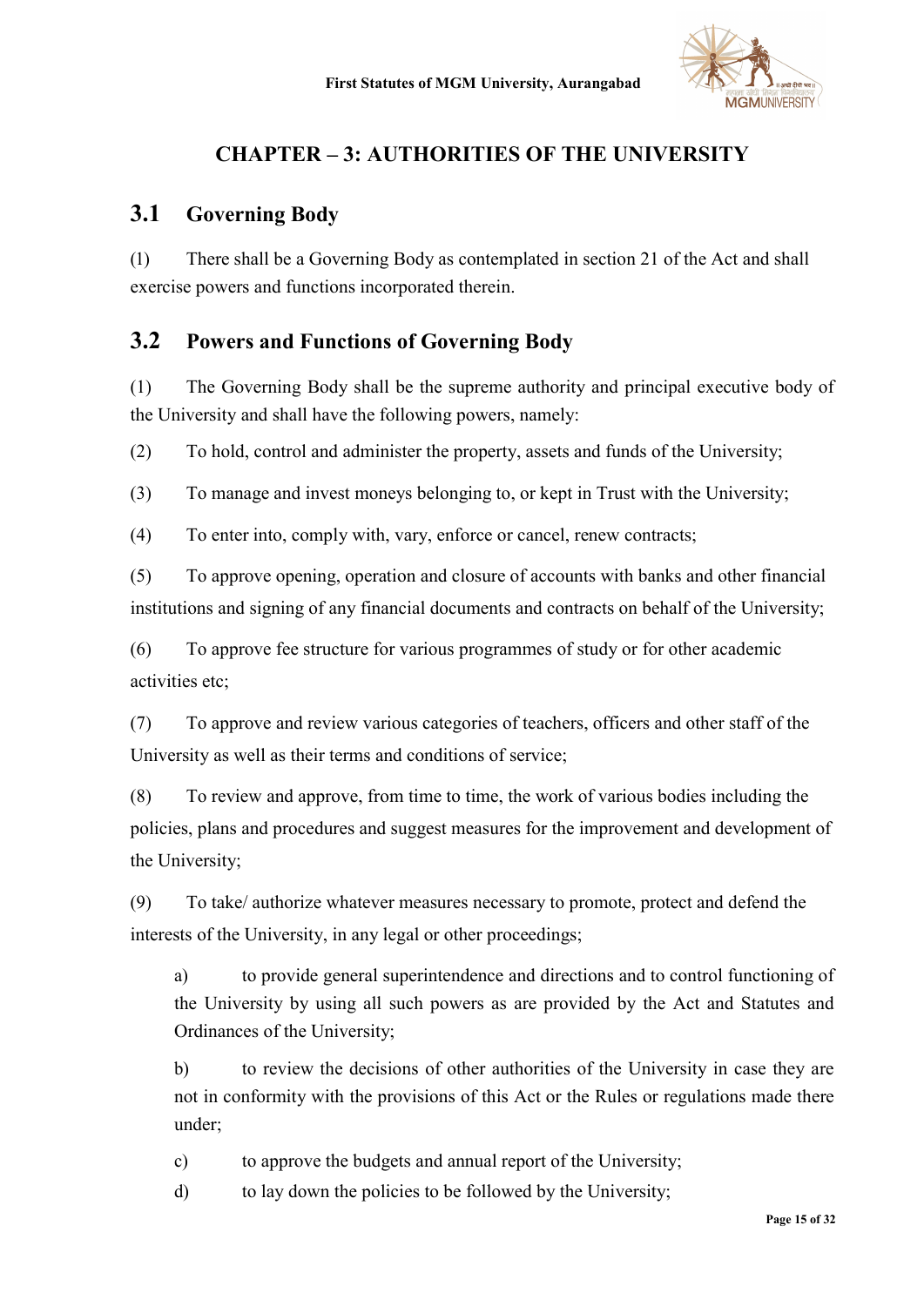# CHAPTER – 3: AUTHORITIES OF THE UNIVERSITY

## 3.1 Governing Body

(1) There shall be a Governing Body as contemplated in section 21 of the Act and shall exercise powers and functions incorporated therein.

## 3.2 Powers and Functions of Governing Body

(1) The Governing Body shall be the supreme authority and principal executive body of the University and shall have the following powers, namely:

(2) To hold, control and administer the property, assets and funds of the University;

(3) To manage and invest moneys belonging to, or kept in Trust with the University;

(4) To enter into, comply with, vary, enforce or cancel, renew contracts;

(5) To approve opening, operation and closure of accounts with banks and other financial institutions and signing of any financial documents and contracts on behalf of the University;

(6) To approve fee structure for various programmes of study or for other academic activities etc;

(7) To approve and review various categories of teachers, officers and other staff of the University as well as their terms and conditions of service;

(8) To review and approve, from time to time, the work of various bodies including the policies, plans and procedures and suggest measures for the improvement and development of the University;

(9) To take/ authorize whatever measures necessary to promote, protect and defend the interests of the University, in any legal or other proceedings;

> a) to provide general superintendence and directions and to control functioning of the University by using all such powers as are provided by the Act and Statutes and Ordinances of the University;
>
> b) to review the decisions of other authorities of the University in case they are not in conformity with the provisions of this Act or the Rules or regulations made there under;
>
> c) to approve the budgets and annual report of the University;
>
> d) to lay down the policies to be followed by the University;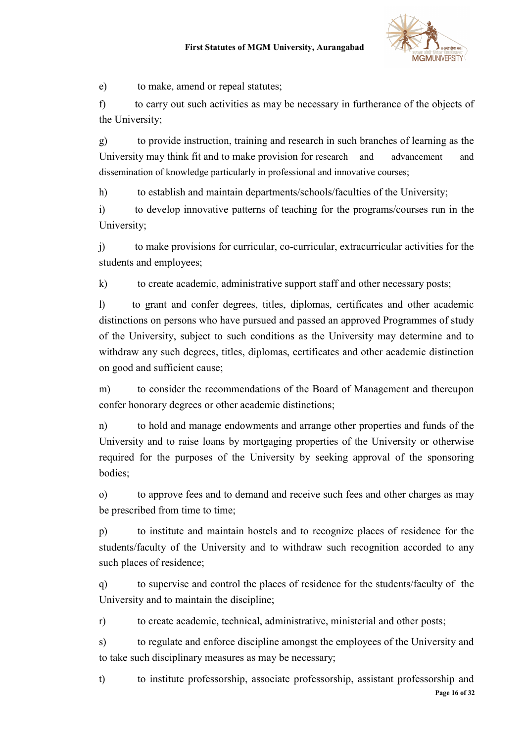e) to make, amend or repeal statutes;

f) to carry out such activities as may be necessary in furtherance of the objects of the University;

g) to provide instruction, training and research in such branches of learning as the University may think fit and to make provision for research and advancement and dissemination of knowledge particularly in professional and innovative courses;

h) to establish and maintain departments/schools/faculties of the University;

i) to develop innovative patterns of teaching for the programs/courses run in the University;

j) to make provisions for curricular, co-curricular, extracurricular activities for the students and employees;

k) to create academic, administrative support staff and other necessary posts;

l) to grant and confer degrees, titles, diplomas, certificates and other academic distinctions on persons who have pursued and passed an approved Programmes of study of the University, subject to such conditions as the University may determine and to withdraw any such degrees, titles, diplomas, certificates and other academic distinction on good and sufficient cause;

m) to consider the recommendations of the Board of Management and thereupon confer honorary degrees or other academic distinctions;

n) to hold and manage endowments and arrange other properties and funds of the University and to raise loans by mortgaging properties of the University or otherwise required for the purposes of the University by seeking approval of the sponsoring bodies;

o) to approve fees and to demand and receive such fees and other charges as may be prescribed from time to time;

p) to institute and maintain hostels and to recognize places of residence for the students/faculty of the University and to withdraw such recognition accorded to any such places of residence;

q) to supervise and control the places of residence for the students/faculty of the University and to maintain the discipline;

r) to create academic, technical, administrative, ministerial and other posts;

s) to regulate and enforce discipline amongst the employees of the University and to take such disciplinary measures as may be necessary;

t) to institute professorship, associate professorship, assistant professorship and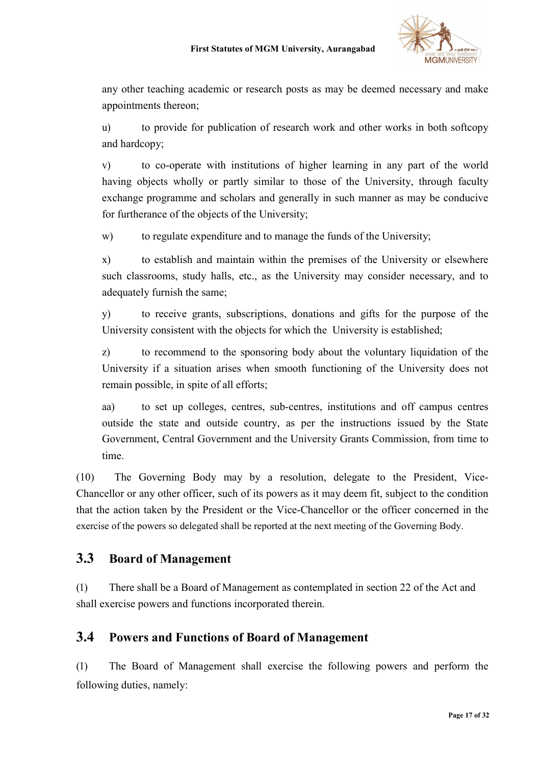any other teaching academic or research posts as may be deemed necessary and make appointments thereon;

u) to provide for publication of research work and other works in both softcopy and hardcopy;

v) to co-operate with institutions of higher learning in any part of the world having objects wholly or partly similar to those of the University, through faculty exchange programme and scholars and generally in such manner as may be conducive for furtherance of the objects of the University;

w) to regulate expenditure and to manage the funds of the University;

x) to establish and maintain within the premises of the University or elsewhere such classrooms, study halls, etc., as the University may consider necessary, and to adequately furnish the same;

y) to receive grants, subscriptions, donations and gifts for the purpose of the University consistent with the objects for which the University is established;

z) to recommend to the sponsoring body about the voluntary liquidation of the University if a situation arises when smooth functioning of the University does not remain possible, in spite of all efforts;

aa) to set up colleges, centres, sub-centres, institutions and off campus centres outside the state and outside country, as per the instructions issued by the State Government, Central Government and the University Grants Commission, from time to time.

(10) The Governing Body may by a resolution, delegate to the President, Vice-Chancellor or any other officer, such of its powers as it may deem fit, subject to the condition that the action taken by the President or the Vice-Chancellor or the officer concerned in the exercise of the powers so delegated shall be reported at the next meeting of the Governing Body.

## 3.3 Board of Management

(1) There shall be a Board of Management as contemplated in section 22 of the Act and shall exercise powers and functions incorporated therein.

## 3.4 Powers and Functions of Board of Management

(1) The Board of Management shall exercise the following powers and perform the following duties, namely: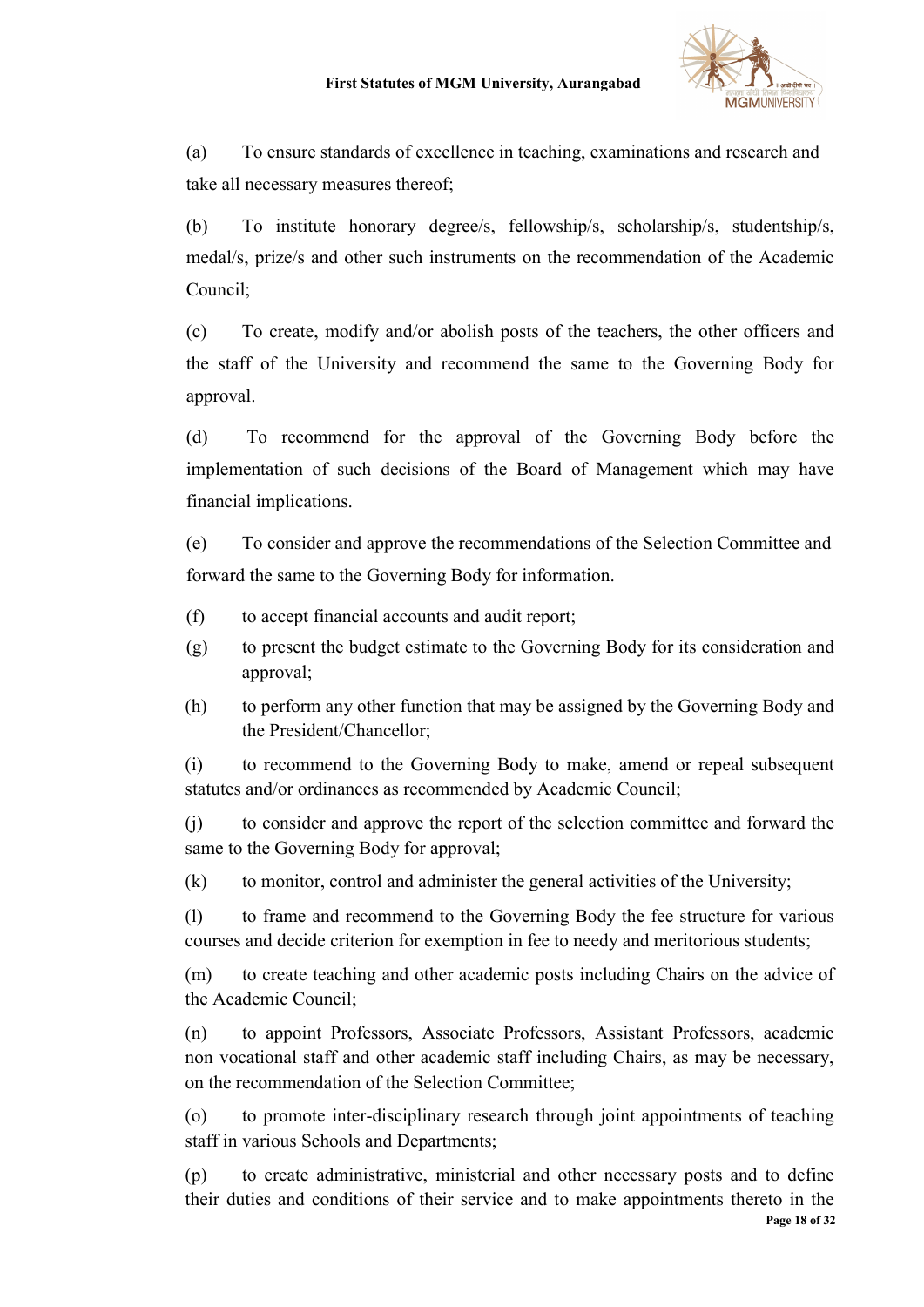(a) To ensure standards of excellence in teaching, examinations and research and take all necessary measures thereof;

(b) To institute honorary degree/s, fellowship/s, scholarship/s, studentship/s, medal/s, prize/s and other such instruments on the recommendation of the Academic Council;

(c) To create, modify and/or abolish posts of the teachers, the other officers and the staff of the University and recommend the same to the Governing Body for approval.

(d) To recommend for the approval of the Governing Body before the implementation of such decisions of the Board of Management which may have financial implications.

(e) To consider and approve the recommendations of the Selection Committee and forward the same to the Governing Body for information.

(f) to accept financial accounts and audit report;

(g) to present the budget estimate to the Governing Body for its consideration and approval;

(h) to perform any other function that may be assigned by the Governing Body and the President/Chancellor;

(i) to recommend to the Governing Body to make, amend or repeal subsequent statutes and/or ordinances as recommended by Academic Council;

(j) to consider and approve the report of the selection committee and forward the same to the Governing Body for approval;

(k) to monitor, control and administer the general activities of the University;

(l) to frame and recommend to the Governing Body the fee structure for various courses and decide criterion for exemption in fee to needy and meritorious students;

(m) to create teaching and other academic posts including Chairs on the advice of the Academic Council;

(n) to appoint Professors, Associate Professors, Assistant Professors, academic non vocational staff and other academic staff including Chairs, as may be necessary, on the recommendation of the Selection Committee;

(o) to promote inter-disciplinary research through joint appointments of teaching staff in various Schools and Departments;

(p) to create administrative, ministerial and other necessary posts and to define their duties and conditions of their service and to make appointments thereto in the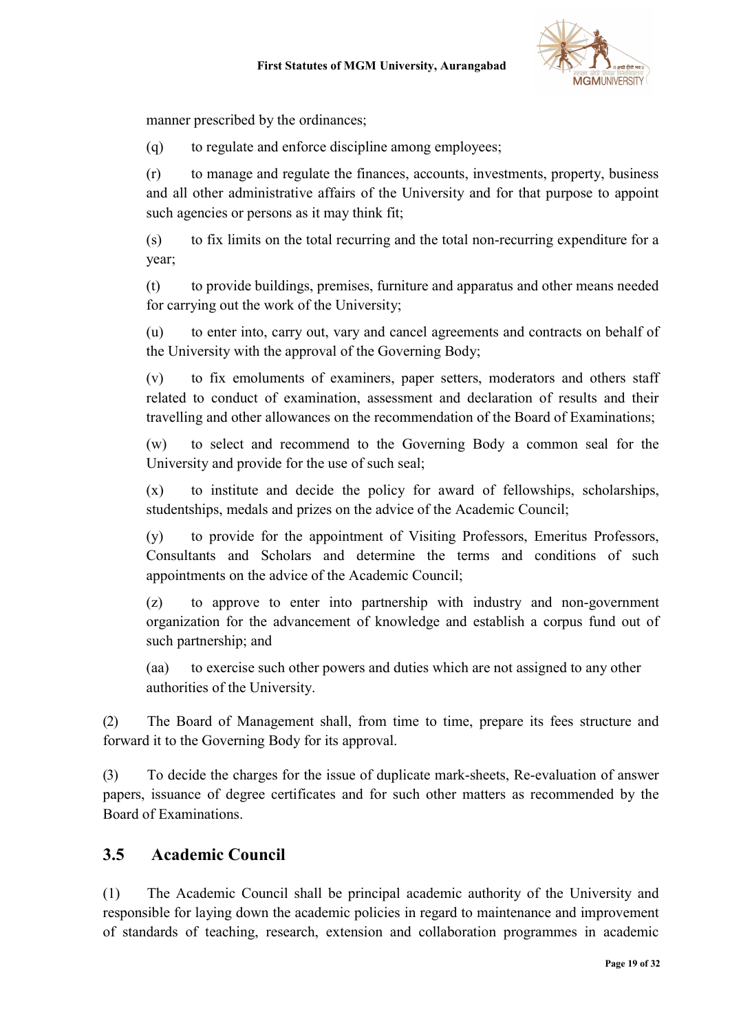manner prescribed by the ordinances;

(q) to regulate and enforce discipline among employees;

(r) to manage and regulate the finances, accounts, investments, property, business and all other administrative affairs of the University and for that purpose to appoint such agencies or persons as it may think fit;

(s) to fix limits on the total recurring and the total non-recurring expenditure for a year;

(t) to provide buildings, premises, furniture and apparatus and other means needed for carrying out the work of the University;

(u) to enter into, carry out, vary and cancel agreements and contracts on behalf of the University with the approval of the Governing Body;

(v) to fix emoluments of examiners, paper setters, moderators and others staff related to conduct of examination, assessment and declaration of results and their travelling and other allowances on the recommendation of the Board of Examinations;

(w) to select and recommend to the Governing Body a common seal for the University and provide for the use of such seal;

(x) to institute and decide the policy for award of fellowships, scholarships, studentships, medals and prizes on the advice of the Academic Council;

(y) to provide for the appointment of Visiting Professors, Emeritus Professors, Consultants and Scholars and determine the terms and conditions of such appointments on the advice of the Academic Council;

(z) to approve to enter into partnership with industry and non-government organization for the advancement of knowledge and establish a corpus fund out of such partnership; and

(aa) to exercise such other powers and duties which are not assigned to any other authorities of the University.

(2) The Board of Management shall, from time to time, prepare its fees structure and forward it to the Governing Body for its approval.

(3) To decide the charges for the issue of duplicate mark-sheets, Re-evaluation of answer papers, issuance of degree certificates and for such other matters as recommended by the Board of Examinations.

## 3.5 Academic Council

(1) The Academic Council shall be principal academic authority of the University and responsible for laying down the academic policies in regard to maintenance and improvement of standards of teaching, research, extension and collaboration programmes in academic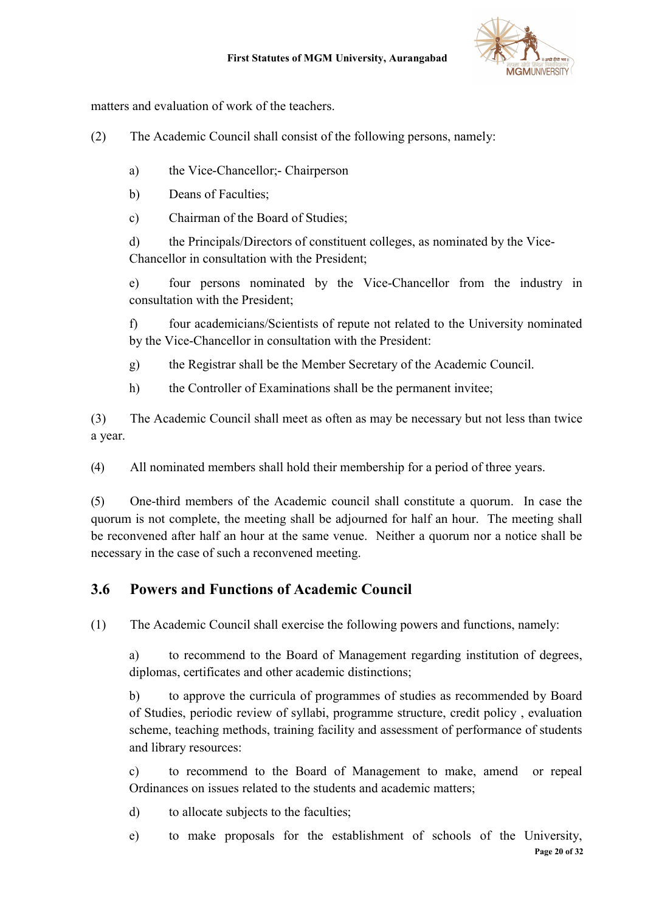matters and evaluation of work of the teachers.

(2) The Academic Council shall consist of the following persons, namely:

a) the Vice-Chancellor;- Chairperson

b) Deans of Faculties;

c) Chairman of the Board of Studies;

d) the Principals/Directors of constituent colleges, as nominated by the Vice-Chancellor in consultation with the President;

e) four persons nominated by the Vice-Chancellor from the industry in consultation with the President;

f) four academicians/Scientists of repute not related to the University nominated by the Vice-Chancellor in consultation with the President:

g) the Registrar shall be the Member Secretary of the Academic Council.

h) the Controller of Examinations shall be the permanent invitee;

(3) The Academic Council shall meet as often as may be necessary but not less than twice a year.

(4) All nominated members shall hold their membership for a period of three years.

(5) One-third members of the Academic council shall constitute a quorum. In case the quorum is not complete, the meeting shall be adjourned for half an hour. The meeting shall be reconvened after half an hour at the same venue. Neither a quorum nor a notice shall be necessary in the case of such a reconvened meeting.

## 3.6 Powers and Functions of Academic Council

(1) The Academic Council shall exercise the following powers and functions, namely:

a) to recommend to the Board of Management regarding institution of degrees, diplomas, certificates and other academic distinctions;

b) to approve the curricula of programmes of studies as recommended by Board of Studies, periodic review of syllabi, programme structure, credit policy , evaluation scheme, teaching methods, training facility and assessment of performance of students and library resources:

c) to recommend to the Board of Management to make, amend or repeal Ordinances on issues related to the students and academic matters;

d) to allocate subjects to the faculties;

e) to make proposals for the establishment of schools of the University,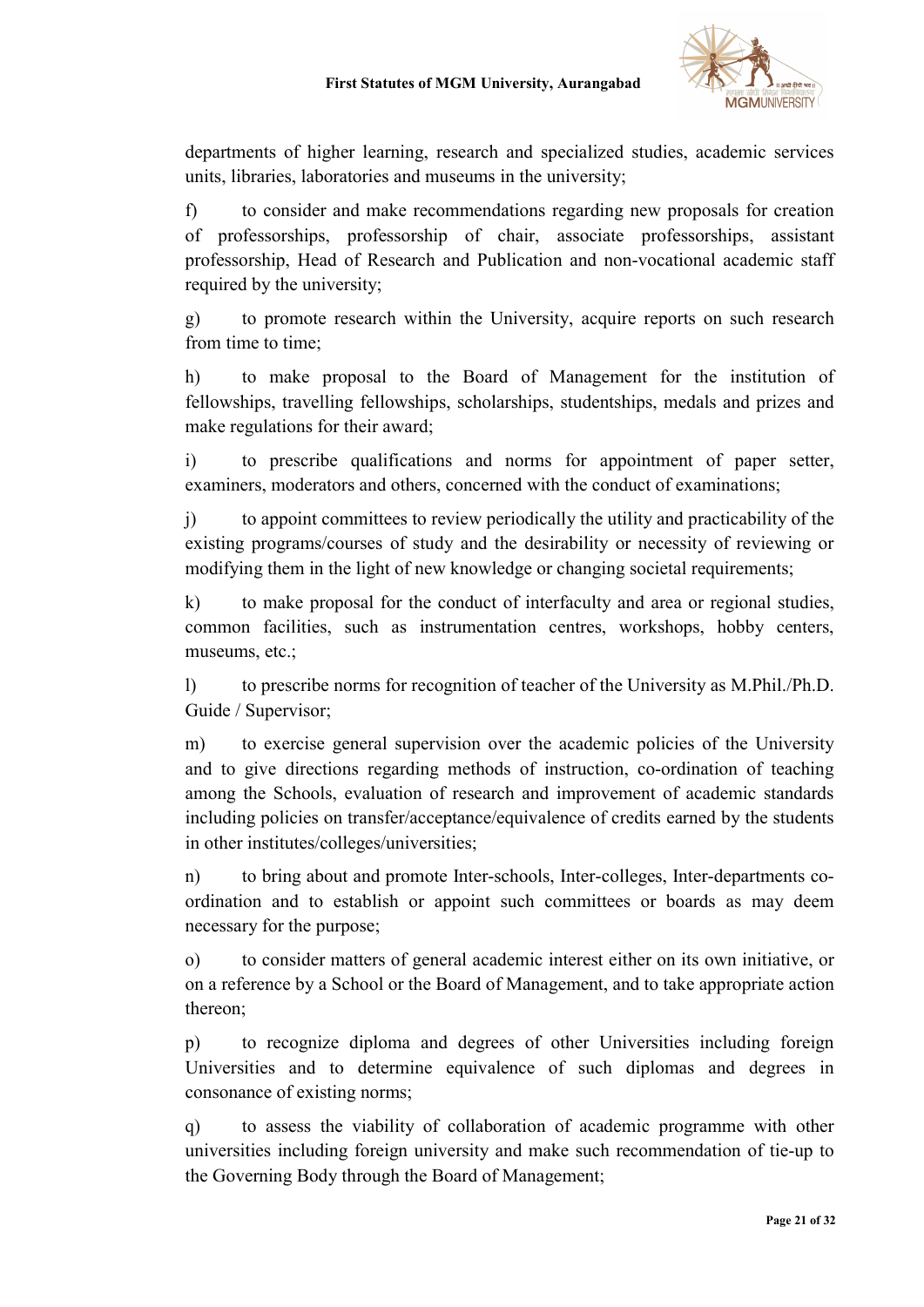departments of higher learning, research and specialized studies, academic services units, libraries, laboratories and museums in the university;

f) to consider and make recommendations regarding new proposals for creation of professorships, professorship of chair, associate professorships, assistant professorship, Head of Research and Publication and non-vocational academic staff required by the university;

g) to promote research within the University, acquire reports on such research from time to time;

h) to make proposal to the Board of Management for the institution of fellowships, travelling fellowships, scholarships, studentships, medals and prizes and make regulations for their award;

i) to prescribe qualifications and norms for appointment of paper setter, examiners, moderators and others, concerned with the conduct of examinations;

j) to appoint committees to review periodically the utility and practicability of the existing programs/courses of study and the desirability or necessity of reviewing or modifying them in the light of new knowledge or changing societal requirements;

k) to make proposal for the conduct of interfaculty and area or regional studies, common facilities, such as instrumentation centres, workshops, hobby centers, museums, etc.;

l) to prescribe norms for recognition of teacher of the University as M.Phil./Ph.D. Guide / Supervisor;

m) to exercise general supervision over the academic policies of the University and to give directions regarding methods of instruction, co-ordination of teaching among the Schools, evaluation of research and improvement of academic standards including policies on transfer/acceptance/equivalence of credits earned by the students in other institutes/colleges/universities;

n) to bring about and promote Inter-schools, Inter-colleges, Inter-departments co-ordination and to establish or appoint such committees or boards as may deem necessary for the purpose;

o) to consider matters of general academic interest either on its own initiative, or on a reference by a School or the Board of Management, and to take appropriate action thereon;

p) to recognize diploma and degrees of other Universities including foreign Universities and to determine equivalence of such diplomas and degrees in consonance of existing norms;

q) to assess the viability of collaboration of academic programme with other universities including foreign university and make such recommendation of tie-up to the Governing Body through the Board of Management;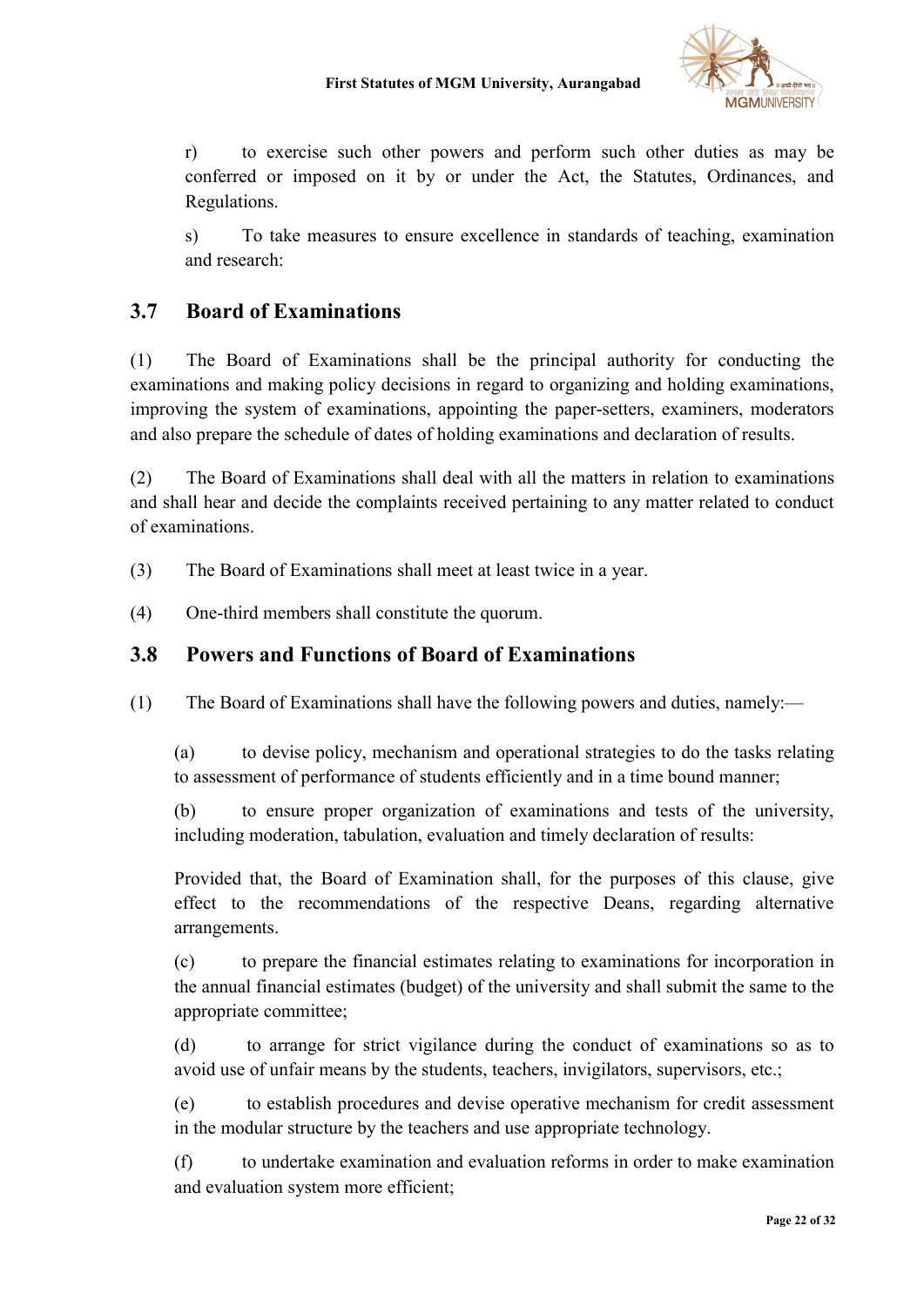r) to exercise such other powers and perform such other duties as may be conferred or imposed on it by or under the Act, the Statutes, Ordinances, and Regulations.

s) To take measures to ensure excellence in standards of teaching, examination and research:

## 3.7 Board of Examinations

(1) The Board of Examinations shall be the principal authority for conducting the examinations and making policy decisions in regard to organizing and holding examinations, improving the system of examinations, appointing the paper-setters, examiners, moderators and also prepare the schedule of dates of holding examinations and declaration of results.

(2) The Board of Examinations shall deal with all the matters in relation to examinations and shall hear and decide the complaints received pertaining to any matter related to conduct of examinations.

(3) The Board of Examinations shall meet at least twice in a year.

(4) One-third members shall constitute the quorum.

## 3.8 Powers and Functions of Board of Examinations

(1) The Board of Examinations shall have the following powers and duties, namely:—

(a) to devise policy, mechanism and operational strategies to do the tasks relating to assessment of performance of students efficiently and in a time bound manner;

(b) to ensure proper organization of examinations and tests of the university, including moderation, tabulation, evaluation and timely declaration of results:

Provided that, the Board of Examination shall, for the purposes of this clause, give effect to the recommendations of the respective Deans, regarding alternative arrangements.

(c) to prepare the financial estimates relating to examinations for incorporation in the annual financial estimates (budget) of the university and shall submit the same to the appropriate committee;

(d) to arrange for strict vigilance during the conduct of examinations so as to avoid use of unfair means by the students, teachers, invigilators, supervisors, etc.;

(e) to establish procedures and devise operative mechanism for credit assessment in the modular structure by the teachers and use appropriate technology.

(f) to undertake examination and evaluation reforms in order to make examination and evaluation system more efficient;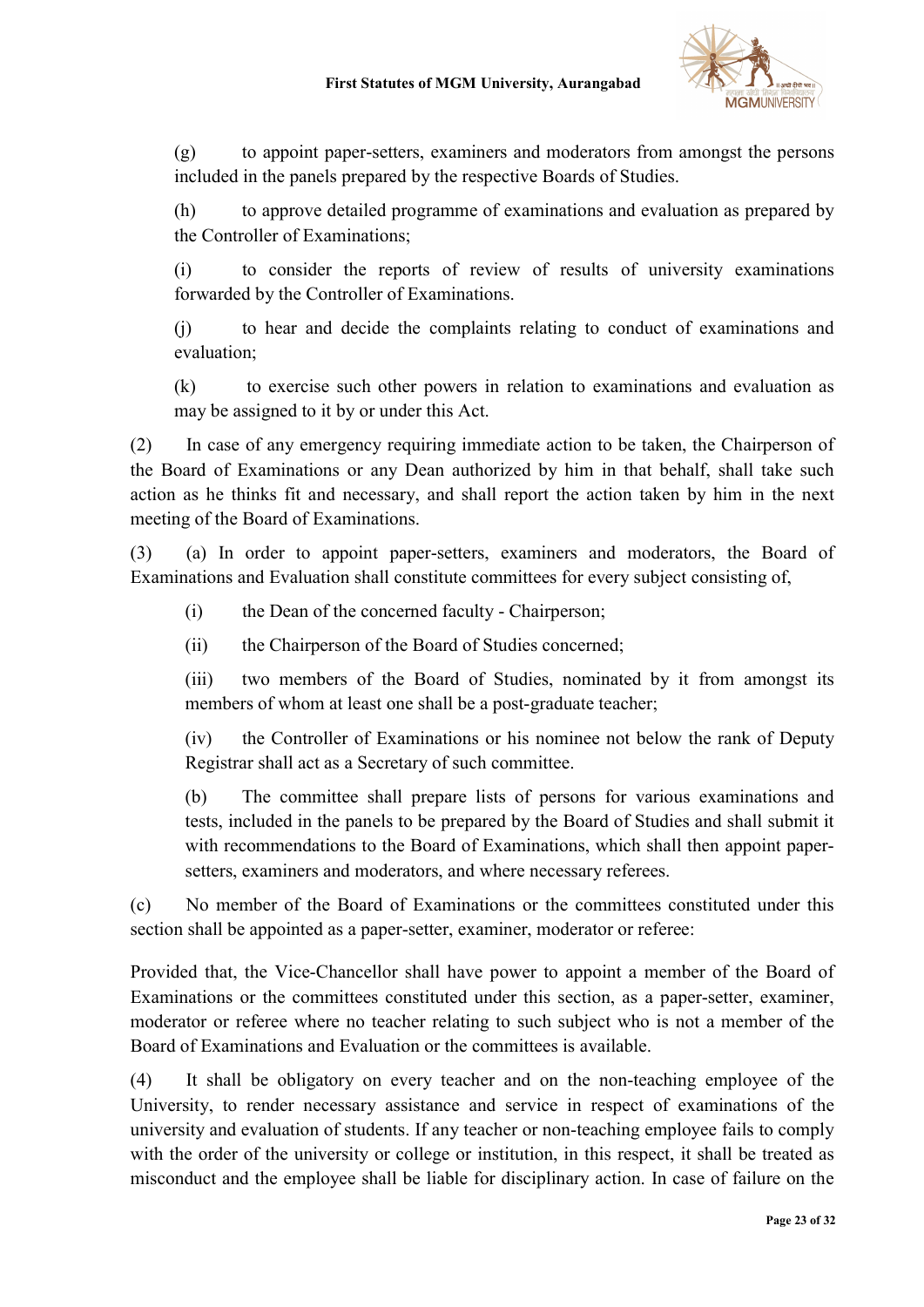(g) to appoint paper-setters, examiners and moderators from amongst the persons included in the panels prepared by the respective Boards of Studies.

(h) to approve detailed programme of examinations and evaluation as prepared by the Controller of Examinations;

(i) to consider the reports of review of results of university examinations forwarded by the Controller of Examinations.

(j) to hear and decide the complaints relating to conduct of examinations and evaluation;

(k) to exercise such other powers in relation to examinations and evaluation as may be assigned to it by or under this Act.

(2) In case of any emergency requiring immediate action to be taken, the Chairperson of the Board of Examinations or any Dean authorized by him in that behalf, shall take such action as he thinks fit and necessary, and shall report the action taken by him in the next meeting of the Board of Examinations.

(3) (a) In order to appoint paper-setters, examiners and moderators, the Board of Examinations and Evaluation shall constitute committees for every subject consisting of,

(i) the Dean of the concerned faculty - Chairperson;

(ii) the Chairperson of the Board of Studies concerned;

(iii) two members of the Board of Studies, nominated by it from amongst its members of whom at least one shall be a post-graduate teacher;

(iv) the Controller of Examinations or his nominee not below the rank of Deputy Registrar shall act as a Secretary of such committee.

(b) The committee shall prepare lists of persons for various examinations and tests, included in the panels to be prepared by the Board of Studies and shall submit it with recommendations to the Board of Examinations, which shall then appoint paper-setters, examiners and moderators, and where necessary referees.

(c) No member of the Board of Examinations or the committees constituted under this section shall be appointed as a paper-setter, examiner, moderator or referee:

Provided that, the Vice-Chancellor shall have power to appoint a member of the Board of Examinations or the committees constituted under this section, as a paper-setter, examiner, moderator or referee where no teacher relating to such subject who is not a member of the Board of Examinations and Evaluation or the committees is available.

(4) It shall be obligatory on every teacher and on the non-teaching employee of the University, to render necessary assistance and service in respect of examinations of the university and evaluation of students. If any teacher or non-teaching employee fails to comply with the order of the university or college or institution, in this respect, it shall be treated as misconduct and the employee shall be liable for disciplinary action. In case of failure on the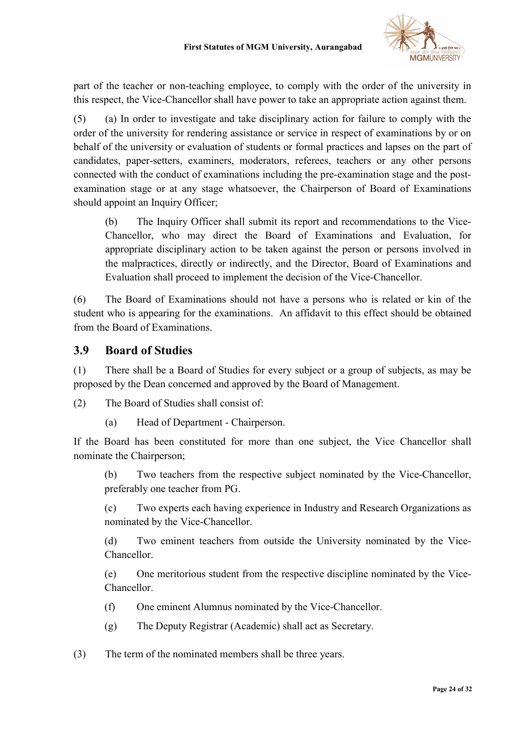part of the teacher or non-teaching employee, to comply with the order of the university in this respect, the Vice-Chancellor shall have power to take an appropriate action against them.

(5) (a) In order to investigate and take disciplinary action for failure to comply with the order of the university for rendering assistance or service in respect of examinations by or on behalf of the university or evaluation of students or formal practices and lapses on the part of candidates, paper-setters, examiners, moderators, referees, teachers or any other persons connected with the conduct of examinations including the pre-examination stage and the post-examination stage or at any stage whatsoever, the Chairperson of Board of Examinations should appoint an Inquiry Officer;

(b) The Inquiry Officer shall submit its report and recommendations to the Vice-Chancellor, who may direct the Board of Examinations and Evaluation, for appropriate disciplinary action to be taken against the person or persons involved in the malpractices, directly or indirectly, and the Director, Board of Examinations and Evaluation shall proceed to implement the decision of the Vice-Chancellor.

(6) The Board of Examinations should not have a persons who is related or kin of the student who is appearing for the examinations. An affidavit to this effect should be obtained from the Board of Examinations.

## 3.9 Board of Studies

(1) There shall be a Board of Studies for every subject or a group of subjects, as may be proposed by the Dean concerned and approved by the Board of Management.

(2) The Board of Studies shall consist of:

(a) Head of Department - Chairperson.

If the Board has been constituted for more than one subject, the Vice Chancellor shall nominate the Chairperson;

(b) Two teachers from the respective subject nominated by the Vice-Chancellor, preferably one teacher from PG.

(c) Two experts each having experience in Industry and Research Organizations as nominated by the Vice-Chancellor.

(d) Two eminent teachers from outside the University nominated by the Vice-Chancellor.

(e) One meritorious student from the respective discipline nominated by the Vice-Chancellor.

(f) One eminent Alumnus nominated by the Vice-Chancellor.

(g) The Deputy Registrar (Academic) shall act as Secretary.

(3) The term of the nominated members shall be three years.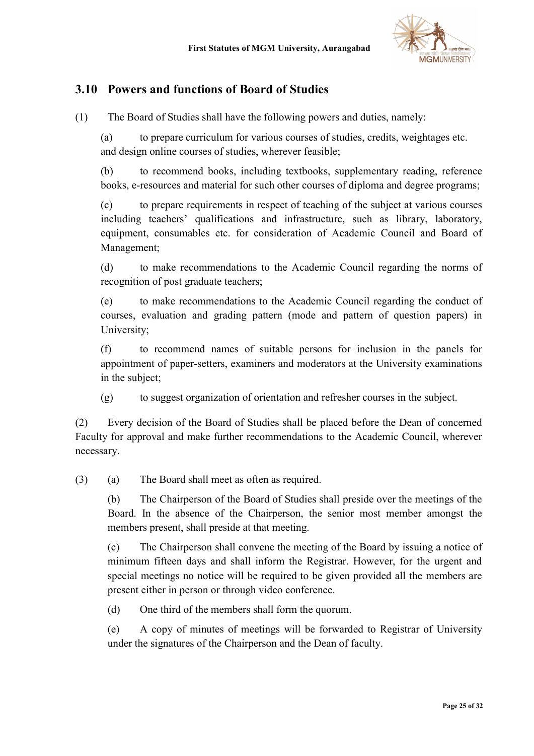## 3.10 Powers and functions of Board of Studies

(1) The Board of Studies shall have the following powers and duties, namely:

(a) to prepare curriculum for various courses of studies, credits, weightages etc. and design online courses of studies, wherever feasible;

(b) to recommend books, including textbooks, supplementary reading, reference books, e-resources and material for such other courses of diploma and degree programs;

(c) to prepare requirements in respect of teaching of the subject at various courses including teachers' qualifications and infrastructure, such as library, laboratory, equipment, consumables etc. for consideration of Academic Council and Board of Management;

(d) to make recommendations to the Academic Council regarding the norms of recognition of post graduate teachers;

(e) to make recommendations to the Academic Council regarding the conduct of courses, evaluation and grading pattern (mode and pattern of question papers) in University;

(f) to recommend names of suitable persons for inclusion in the panels for appointment of paper-setters, examiners and moderators at the University examinations in the subject;

(g) to suggest organization of orientation and refresher courses in the subject.

(2) Every decision of the Board of Studies shall be placed before the Dean of concerned Faculty for approval and make further recommendations to the Academic Council, wherever necessary.

(3) (a) The Board shall meet as often as required.

(b) The Chairperson of the Board of Studies shall preside over the meetings of the Board. In the absence of the Chairperson, the senior most member amongst the members present, shall preside at that meeting.

(c) The Chairperson shall convene the meeting of the Board by issuing a notice of minimum fifteen days and shall inform the Registrar. However, for the urgent and special meetings no notice will be required to be given provided all the members are present either in person or through video conference.

(d) One third of the members shall form the quorum.

(e) A copy of minutes of meetings will be forwarded to Registrar of University under the signatures of the Chairperson and the Dean of faculty.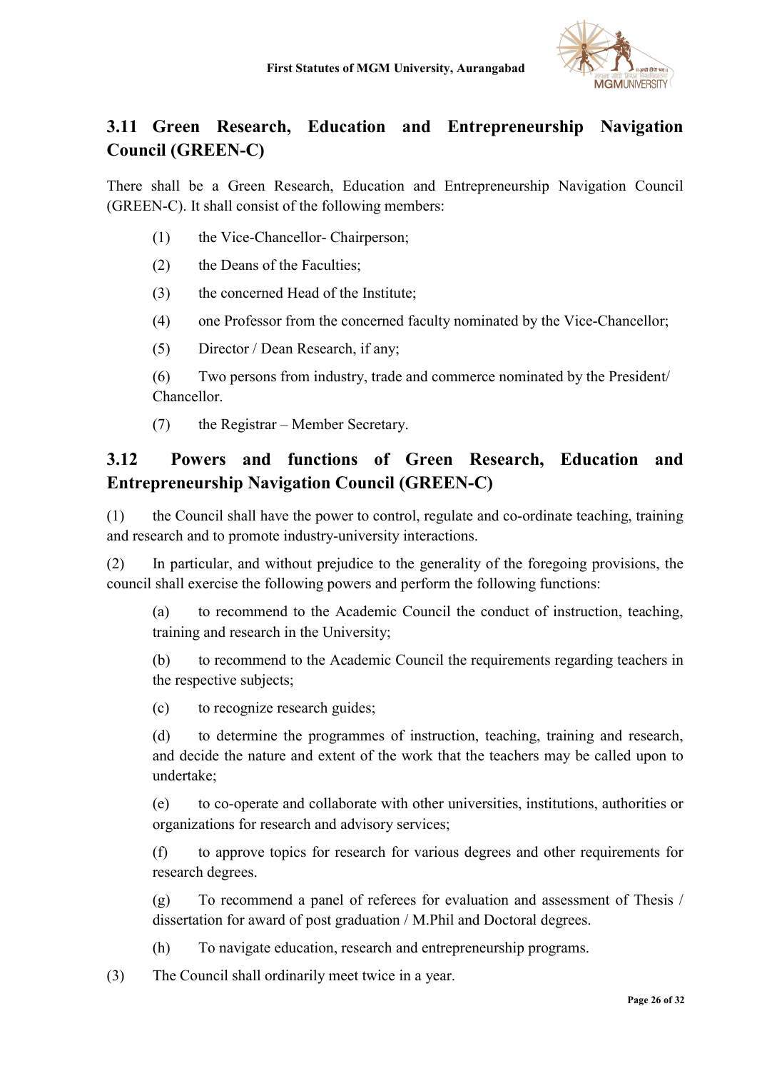## 3.11 Green Research, Education and Entrepreneurship Navigation Council (GREEN-C)

There shall be a Green Research, Education and Entrepreneurship Navigation Council (GREEN-C). It shall consist of the following members:

(1) the Vice-Chancellor- Chairperson;

(2) the Deans of the Faculties;

(3) the concerned Head of the Institute;

(4) one Professor from the concerned faculty nominated by the Vice-Chancellor;

(5) Director / Dean Research, if any;

(6) Two persons from industry, trade and commerce nominated by the President/ Chancellor.

(7) the Registrar – Member Secretary.

## 3.12 Powers and functions of Green Research, Education and Entrepreneurship Navigation Council (GREEN-C)

(1) the Council shall have the power to control, regulate and co-ordinate teaching, training and research and to promote industry-university interactions.

(2) In particular, and without prejudice to the generality of the foregoing provisions, the council shall exercise the following powers and perform the following functions:

(a) to recommend to the Academic Council the conduct of instruction, teaching, training and research in the University;

(b) to recommend to the Academic Council the requirements regarding teachers in the respective subjects;

(c) to recognize research guides;

(d) to determine the programmes of instruction, teaching, training and research, and decide the nature and extent of the work that the teachers may be called upon to undertake;

(e) to co-operate and collaborate with other universities, institutions, authorities or organizations for research and advisory services;

(f) to approve topics for research for various degrees and other requirements for research degrees.

(g) To recommend a panel of referees for evaluation and assessment of Thesis / dissertation for award of post graduation / M.Phil and Doctoral degrees.

(h) To navigate education, research and entrepreneurship programs.

(3) The Council shall ordinarily meet twice in a year.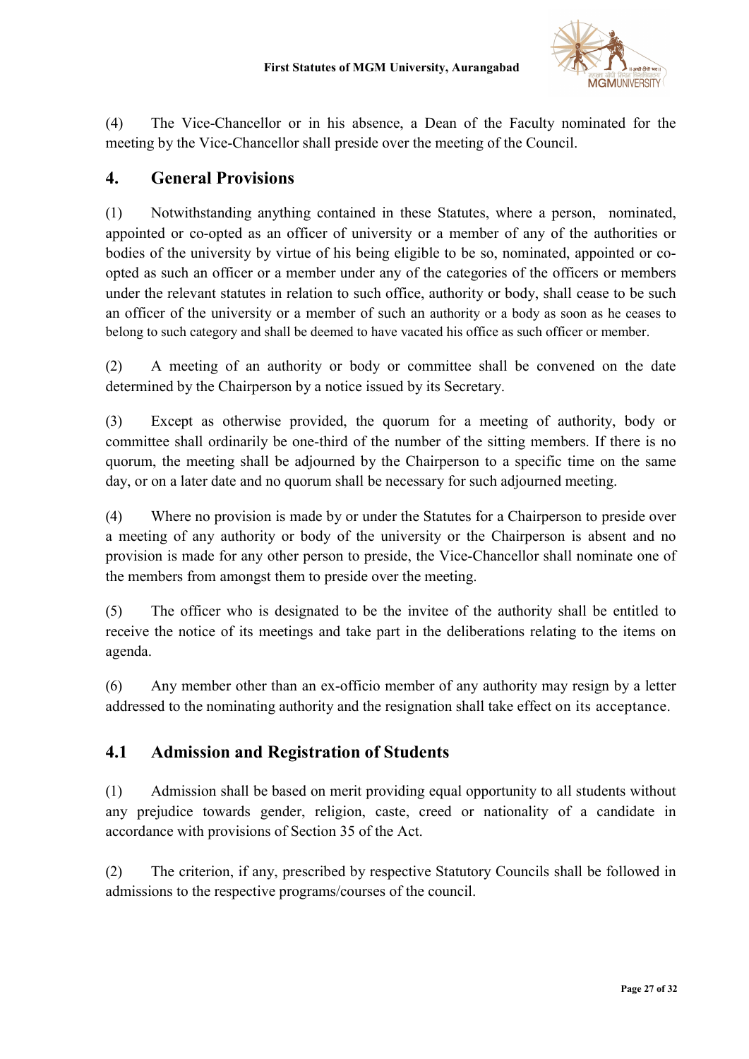(4) The Vice-Chancellor or in his absence, a Dean of the Faculty nominated for the meeting by the Vice-Chancellor shall preside over the meeting of the Council.

## 4. General Provisions

(1) Notwithstanding anything contained in these Statutes, where a person, nominated, appointed or co-opted as an officer of university or a member of any of the authorities or bodies of the university by virtue of his being eligible to be so, nominated, appointed or co-opted as such an officer or a member under any of the categories of the officers or members under the relevant statutes in relation to such office, authority or body, shall cease to be such an officer of the university or a member of such an authority or a body as soon as he ceases to belong to such category and shall be deemed to have vacated his office as such officer or member.

(2) A meeting of an authority or body or committee shall be convened on the date determined by the Chairperson by a notice issued by its Secretary.

(3) Except as otherwise provided, the quorum for a meeting of authority, body or committee shall ordinarily be one-third of the number of the sitting members. If there is no quorum, the meeting shall be adjourned by the Chairperson to a specific time on the same day, or on a later date and no quorum shall be necessary for such adjourned meeting.

(4) Where no provision is made by or under the Statutes for a Chairperson to preside over a meeting of any authority or body of the university or the Chairperson is absent and no provision is made for any other person to preside, the Vice-Chancellor shall nominate one of the members from amongst them to preside over the meeting.

(5) The officer who is designated to be the invitee of the authority shall be entitled to receive the notice of its meetings and take part in the deliberations relating to the items on agenda.

(6) Any member other than an ex-officio member of any authority may resign by a letter addressed to the nominating authority and the resignation shall take effect on its acceptance.

## 4.1 Admission and Registration of Students

(1) Admission shall be based on merit providing equal opportunity to all students without any prejudice towards gender, religion, caste, creed or nationality of a candidate in accordance with provisions of Section 35 of the Act.

(2) The criterion, if any, prescribed by respective Statutory Councils shall be followed in admissions to the respective programs/courses of the council.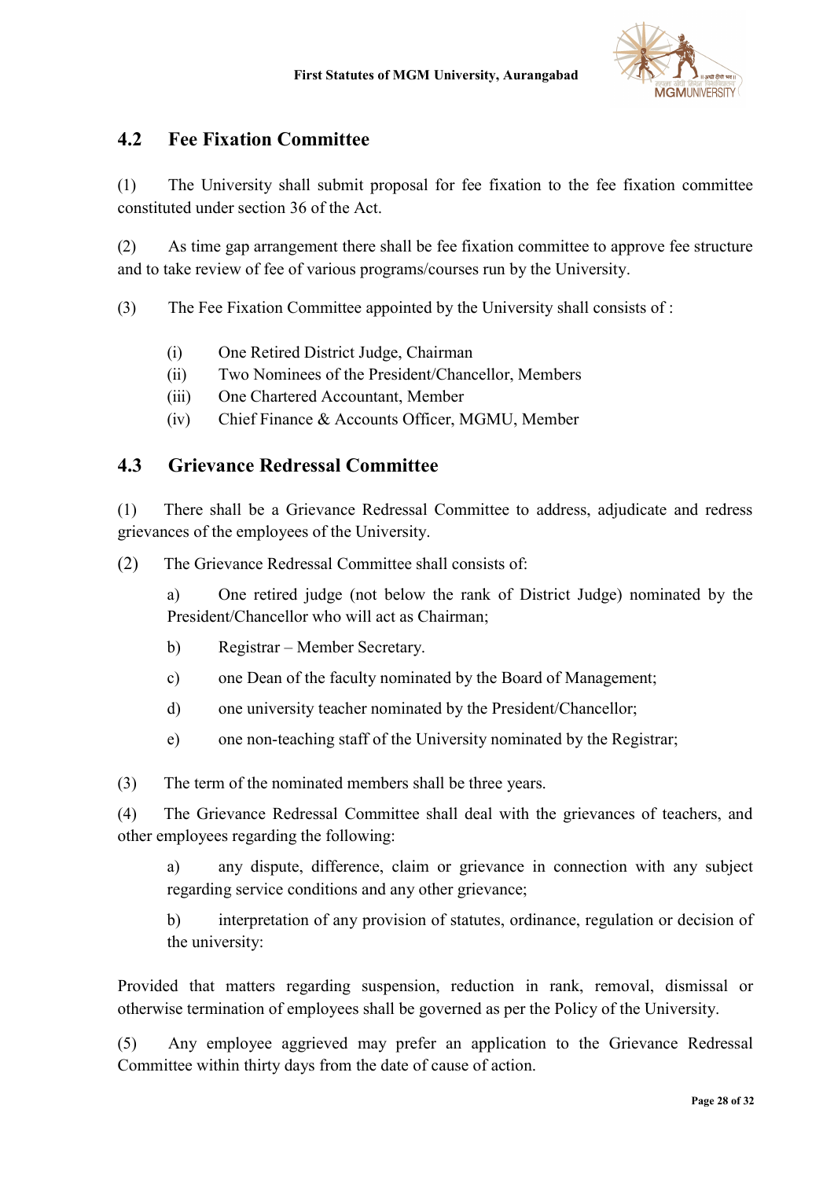## 4.2 Fee Fixation Committee

(1) The University shall submit proposal for fee fixation to the fee fixation committee constituted under section 36 of the Act.

(2) As time gap arrangement there shall be fee fixation committee to approve fee structure and to take review of fee of various programs/courses run by the University.

(3) The Fee Fixation Committee appointed by the University shall consists of :

(i) One Retired District Judge, Chairman
(ii) Two Nominees of the President/Chancellor, Members
(iii) One Chartered Accountant, Member
(iv) Chief Finance & Accounts Officer, MGMU, Member

## 4.3 Grievance Redressal Committee

(1) There shall be a Grievance Redressal Committee to address, adjudicate and redress grievances of the employees of the University.

(2) The Grievance Redressal Committee shall consists of:

a) One retired judge (not below the rank of District Judge) nominated by the President/Chancellor who will act as Chairman;

b) Registrar – Member Secretary.

c) one Dean of the faculty nominated by the Board of Management;

d) one university teacher nominated by the President/Chancellor;

e) one non-teaching staff of the University nominated by the Registrar;

(3) The term of the nominated members shall be three years.

(4) The Grievance Redressal Committee shall deal with the grievances of teachers, and other employees regarding the following:

a) any dispute, difference, claim or grievance in connection with any subject regarding service conditions and any other grievance;

b) interpretation of any provision of statutes, ordinance, regulation or decision of the university:

Provided that matters regarding suspension, reduction in rank, removal, dismissal or otherwise termination of employees shall be governed as per the Policy of the University.

(5) Any employee aggrieved may prefer an application to the Grievance Redressal Committee within thirty days from the date of cause of action.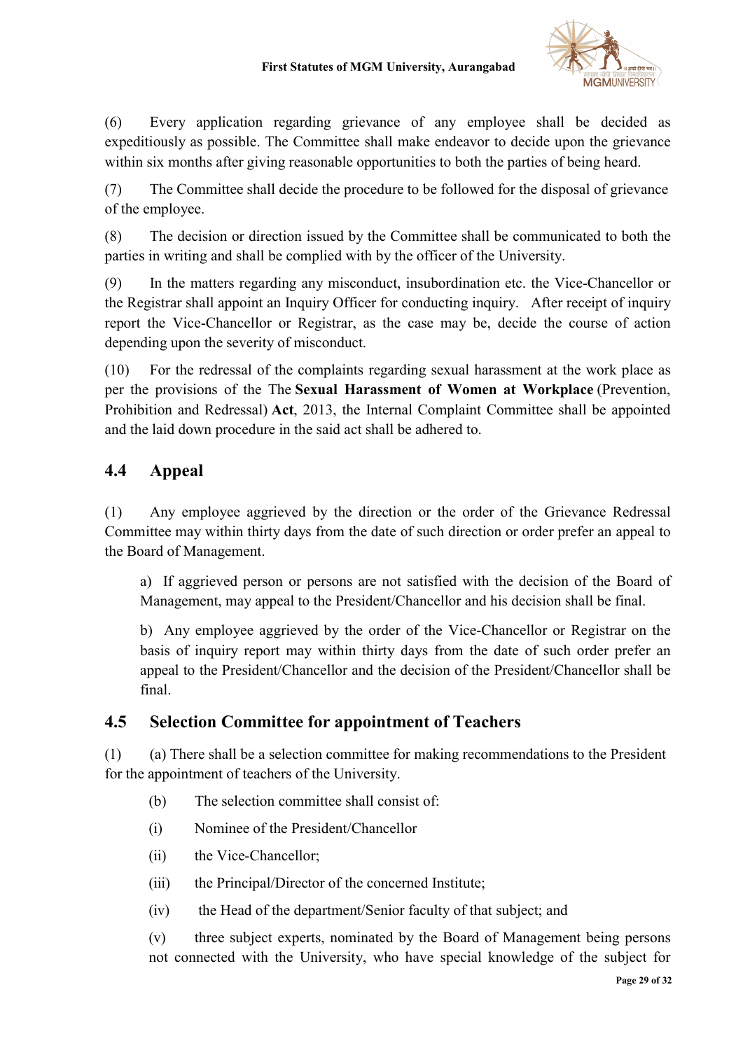(6) Every application regarding grievance of any employee shall be decided as expeditiously as possible. The Committee shall make endeavor to decide upon the grievance within six months after giving reasonable opportunities to both the parties of being heard.

(7) The Committee shall decide the procedure to be followed for the disposal of grievance of the employee.

(8) The decision or direction issued by the Committee shall be communicated to both the parties in writing and shall be complied with by the officer of the University.

(9) In the matters regarding any misconduct, insubordination etc. the Vice-Chancellor or the Registrar shall appoint an Inquiry Officer for conducting inquiry. After receipt of inquiry report the Vice-Chancellor or Registrar, as the case may be, decide the course of action depending upon the severity of misconduct.

(10) For the redressal of the complaints regarding sexual harassment at the work place as per the provisions of the The **Sexual Harassment of Women at Workplace** (Prevention, Prohibition and Redressal) **Act**, 2013, the Internal Complaint Committee shall be appointed and the laid down procedure in the said act shall be adhered to.

## 4.4 Appeal

(1) Any employee aggrieved by the direction or the order of the Grievance Redressal Committee may within thirty days from the date of such direction or order prefer an appeal to the Board of Management.

a) If aggrieved person or persons are not satisfied with the decision of the Board of Management, may appeal to the President/Chancellor and his decision shall be final.

b) Any employee aggrieved by the order of the Vice-Chancellor or Registrar on the basis of inquiry report may within thirty days from the date of such order prefer an appeal to the President/Chancellor and the decision of the President/Chancellor shall be final.

## 4.5 Selection Committee for appointment of Teachers

(1) (a) There shall be a selection committee for making recommendations to the President for the appointment of teachers of the University.

(b) The selection committee shall consist of:

(i) Nominee of the President/Chancellor

(ii) the Vice-Chancellor;

(iii) the Principal/Director of the concerned Institute;

(iv) the Head of the department/Senior faculty of that subject; and

(v) three subject experts, nominated by the Board of Management being persons not connected with the University, who have special knowledge of the subject for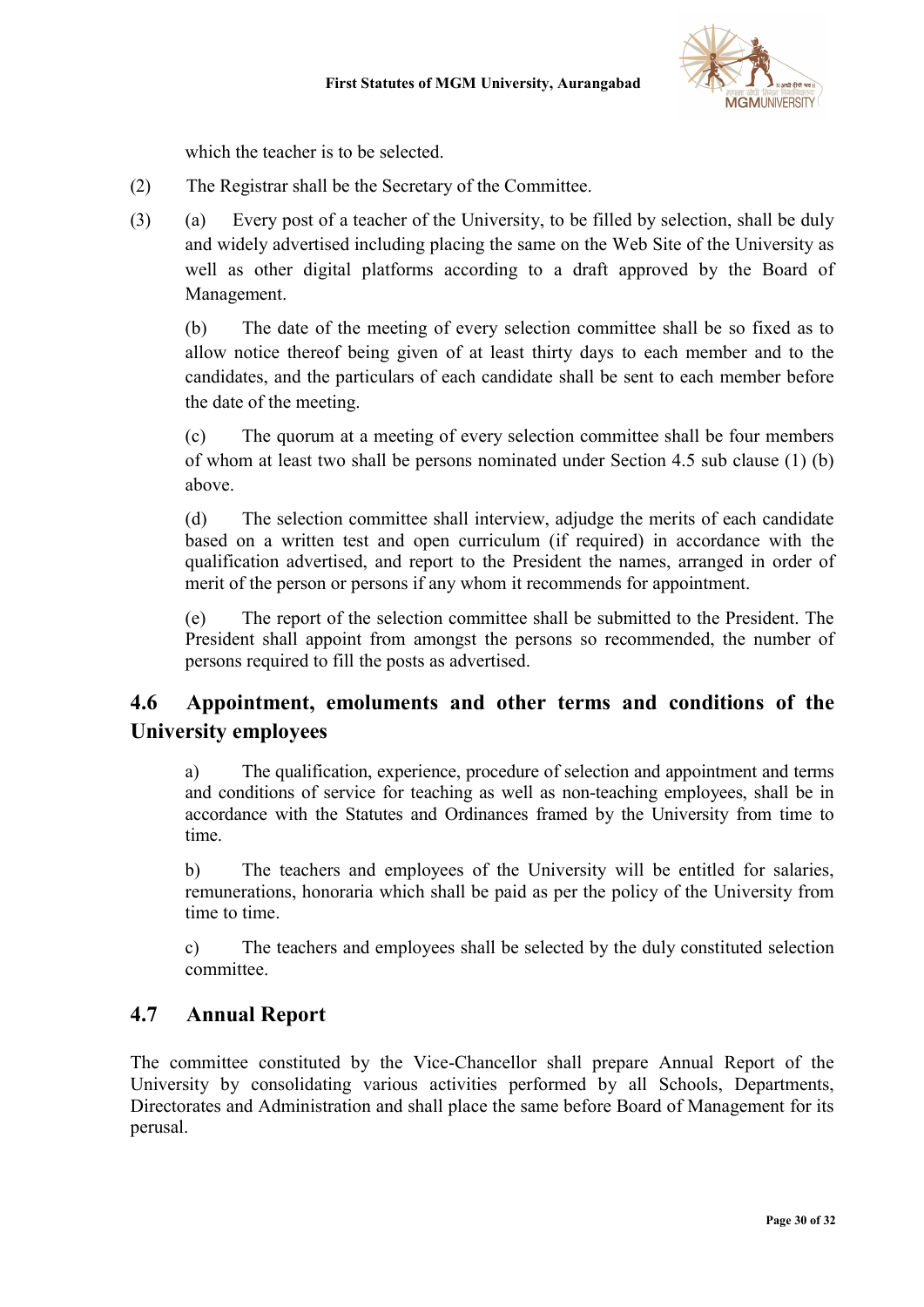which the teacher is to be selected.

(2) The Registrar shall be the Secretary of the Committee.

(3) (a) Every post of a teacher of the University, to be filled by selection, shall be duly and widely advertised including placing the same on the Web Site of the University as well as other digital platforms according to a draft approved by the Board of Management.

(b) The date of the meeting of every selection committee shall be so fixed as to allow notice thereof being given of at least thirty days to each member and to the candidates, and the particulars of each candidate shall be sent to each member before the date of the meeting.

(c) The quorum at a meeting of every selection committee shall be four members of whom at least two shall be persons nominated under Section 4.5 sub clause (1) (b) above.

(d) The selection committee shall interview, adjudge the merits of each candidate based on a written test and open curriculum (if required) in accordance with the qualification advertised, and report to the President the names, arranged in order of merit of the person or persons if any whom it recommends for appointment.

(e) The report of the selection committee shall be submitted to the President. The President shall appoint from amongst the persons so recommended, the number of persons required to fill the posts as advertised.

## 4.6 Appointment, emoluments and other terms and conditions of the University employees

a) The qualification, experience, procedure of selection and appointment and terms and conditions of service for teaching as well as non-teaching employees, shall be in accordance with the Statutes and Ordinances framed by the University from time to time.

b) The teachers and employees of the University will be entitled for salaries, remunerations, honoraria which shall be paid as per the policy of the University from time to time.

c) The teachers and employees shall be selected by the duly constituted selection committee.

## 4.7 Annual Report

The committee constituted by the Vice-Chancellor shall prepare Annual Report of the University by consolidating various activities performed by all Schools, Departments, Directorates and Administration and shall place the same before Board of Management for its perusal.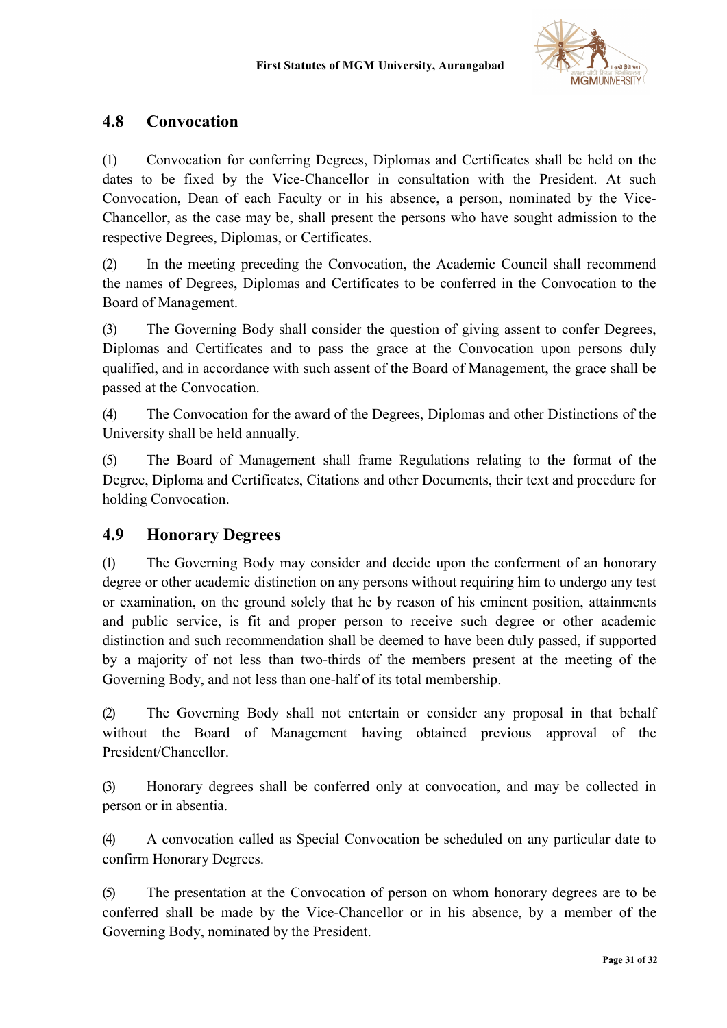## 4.8 Convocation

(1) Convocation for conferring Degrees, Diplomas and Certificates shall be held on the dates to be fixed by the Vice-Chancellor in consultation with the President. At such Convocation, Dean of each Faculty or in his absence, a person, nominated by the Vice-Chancellor, as the case may be, shall present the persons who have sought admission to the respective Degrees, Diplomas, or Certificates.

(2) In the meeting preceding the Convocation, the Academic Council shall recommend the names of Degrees, Diplomas and Certificates to be conferred in the Convocation to the Board of Management.

(3) The Governing Body shall consider the question of giving assent to confer Degrees, Diplomas and Certificates and to pass the grace at the Convocation upon persons duly qualified, and in accordance with such assent of the Board of Management, the grace shall be passed at the Convocation.

(4) The Convocation for the award of the Degrees, Diplomas and other Distinctions of the University shall be held annually.

(5) The Board of Management shall frame Regulations relating to the format of the Degree, Diploma and Certificates, Citations and other Documents, their text and procedure for holding Convocation.

## 4.9 Honorary Degrees

(1) The Governing Body may consider and decide upon the conferment of an honorary degree or other academic distinction on any persons without requiring him to undergo any test or examination, on the ground solely that he by reason of his eminent position, attainments and public service, is fit and proper person to receive such degree or other academic distinction and such recommendation shall be deemed to have been duly passed, if supported by a majority of not less than two-thirds of the members present at the meeting of the Governing Body, and not less than one-half of its total membership.

(2) The Governing Body shall not entertain or consider any proposal in that behalf without the Board of Management having obtained previous approval of the President/Chancellor.

(3) Honorary degrees shall be conferred only at convocation, and may be collected in person or in absentia.

(4) A convocation called as Special Convocation be scheduled on any particular date to confirm Honorary Degrees.

(5) The presentation at the Convocation of person on whom honorary degrees are to be conferred shall be made by the Vice-Chancellor or in his absence, by a member of the Governing Body, nominated by the President.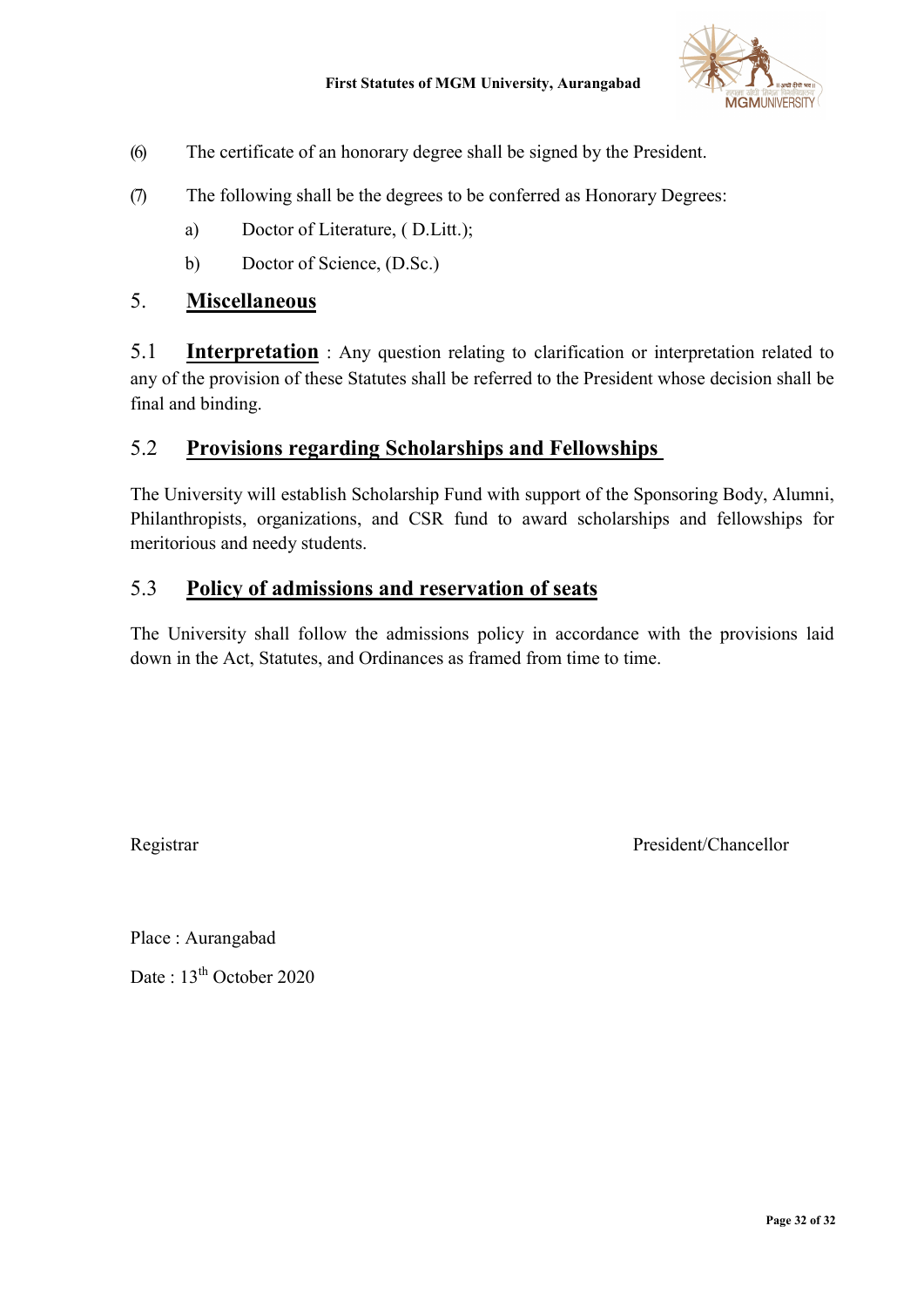(6) The certificate of an honorary degree shall be signed by the President.

(7) The following shall be the degrees to be conferred as Honorary Degrees:

   a) Doctor of Literature, ( D.Litt.);

   b) Doctor of Science, (D.Sc.)

## 5. Miscellaneous

**5.1 Interpretation** : Any question relating to clarification or interpretation related to any of the provision of these Statutes shall be referred to the President whose decision shall be final and binding.

### 5.2 Provisions regarding Scholarships and Fellowships

The University will establish Scholarship Fund with support of the Sponsoring Body, Alumni, Philanthropists, organizations, and CSR fund to award scholarships and fellowships for meritorious and needy students.

### 5.3 Policy of admissions and reservation of seats

The University shall follow the admissions policy in accordance with the provisions laid down in the Act, Statutes, and Ordinances as framed from time to time.

Registrar                                                                 President/Chancellor

Place : Aurangabad

Date : 13th October 2020